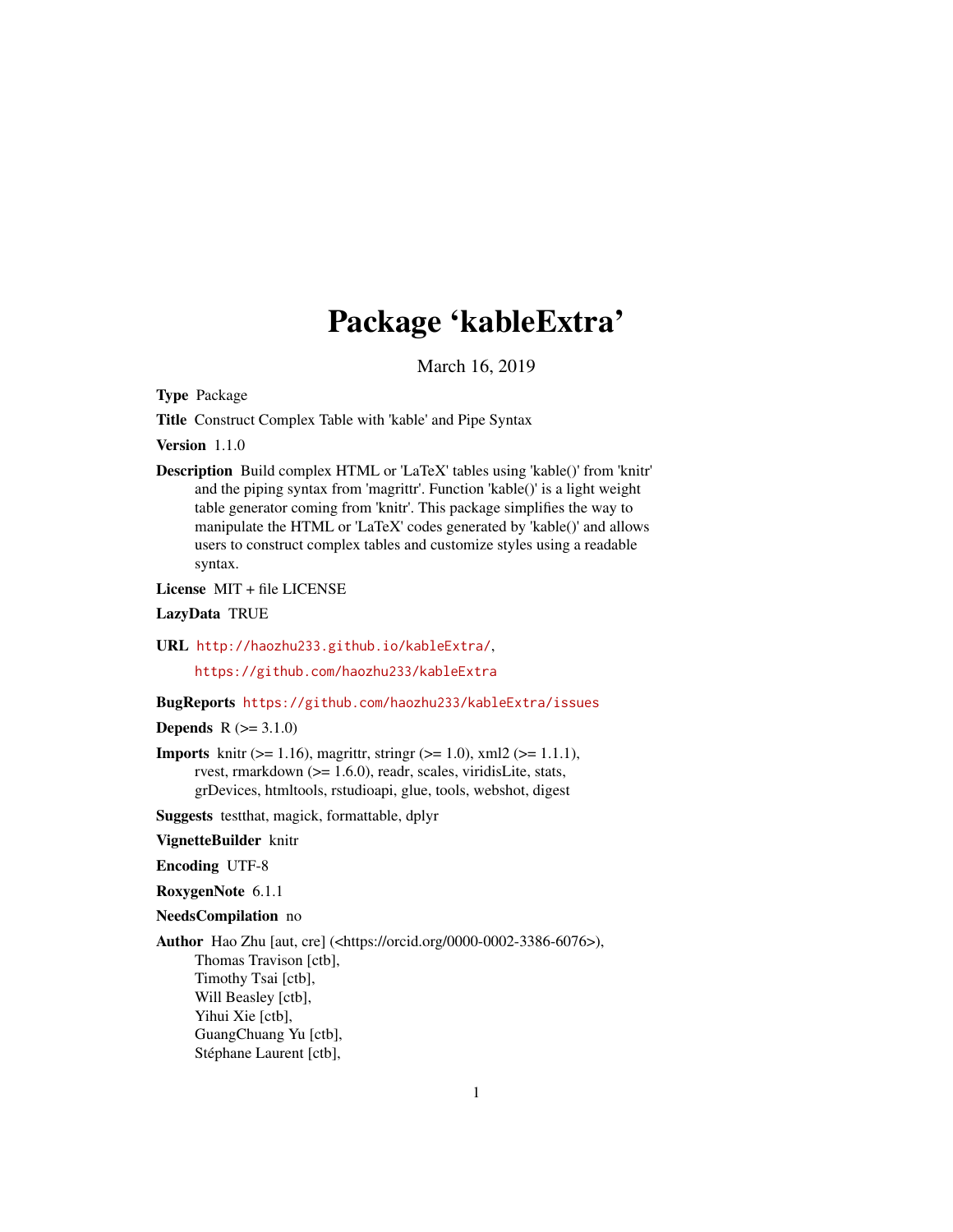# Package 'kableExtra'

March 16, 2019

**Type** Package

**Title** Construct Complex Table with 'kable' and Pipe Syntax

**Version** 1.1.0

**Description** Build complex HTML or 'LaTeX' tables using 'kable()' from 'knitr' and the piping syntax from 'magrittr'. Function 'kable()' is a light weight table generator coming from 'knitr'. This package simplifies the way to manipulate the HTML or 'LaTeX' codes generated by 'kable()' and allows users to construct complex tables and customize styles using a readable syntax.

**License** MIT + file LICENSE

**LazyData** TRUE

**URL** http://haozhu233.github.io/kableExtra/,
https://github.com/haozhu233/kableExtra

**BugReports** https://github.com/haozhu233/kableExtra/issues

**Depends** R (>= 3.1.0)

**Imports** knitr (>= 1.16), magrittr, stringr (>= 1.0), xml2 (>= 1.1.1), rvest, rmarkdown (>= 1.6.0), readr, scales, viridisLite, stats, grDevices, htmltools, rstudioapi, glue, tools, webshot, digest

**Suggests** testthat, magick, formattable, dplyr

**VignetteBuilder** knitr

**Encoding** UTF-8

**RoxygenNote** 6.1.1

**NeedsCompilation** no

**Author** Hao Zhu [aut, cre] (<https://orcid.org/0000-0002-3386-6076>),
Thomas Travison [ctb],
Timothy Tsai [ctb],
Will Beasley [ctb],
Yihui Xie [ctb],
GuangChuang Yu [ctb],
Stéphane Laurent [ctb],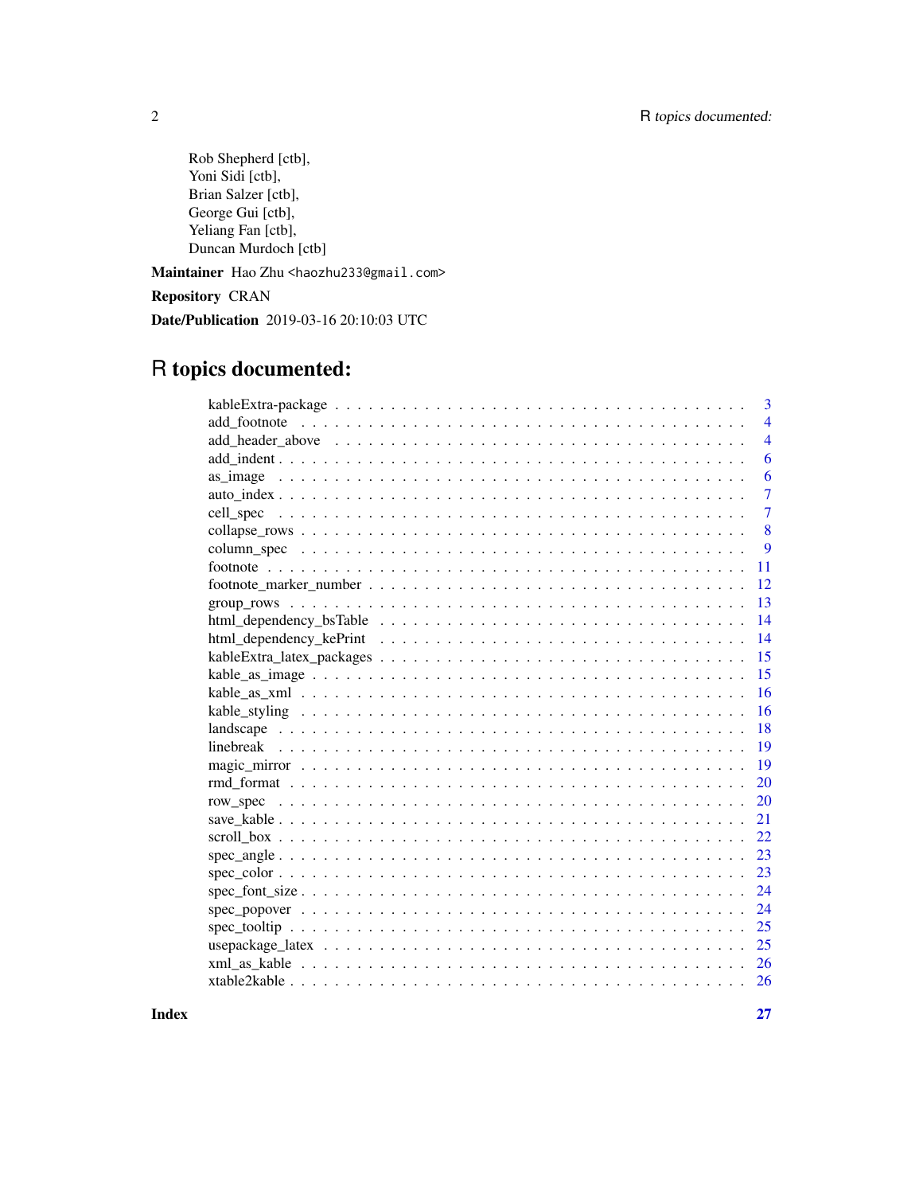Rob Shepherd [ctb],
Yoni Sidi [ctb],
Brian Salzer [ctb],
George Gui [ctb],
Yeliang Fan [ctb],
Duncan Murdoch [ctb]

**Maintainer** Hao Zhu <haozhu233@gmail.com>

**Repository** CRAN

**Date/Publication** 2019-03-16 20:10:03 UTC

# R topics documented:

| | |
|---|---|
| kableExtra-package | 3 |
| add_footnote | 4 |
| add_header_above | 4 |
| add_indent | 6 |
| as_image | 6 |
| auto_index | 7 |
| cell_spec | 7 |
| collapse_rows | 8 |
| column_spec | 9 |
| footnote | 11 |
| footnote_marker_number | 12 |
| group_rows | 13 |
| html_dependency_bsTable | 14 |
| html_dependency_kePrint | 14 |
| kableExtra_latex_packages | 15 |
| kable_as_image | 15 |
| kable_as_xml | 16 |
| kable_styling | 16 |
| landscape | 18 |
| linebreak | 19 |
| magic_mirror | 19 |
| rmd_format | 20 |
| row_spec | 20 |
| save_kable | 21 |
| scroll_box | 22 |
| spec_angle | 23 |
| spec_color | 23 |
| spec_font_size | 24 |
| spec_popover | 24 |
| spec_tooltip | 25 |
| usepackage_latex | 25 |
| xml_as_kable | 26 |
| xtable2kable | 26 |

**Index** **27**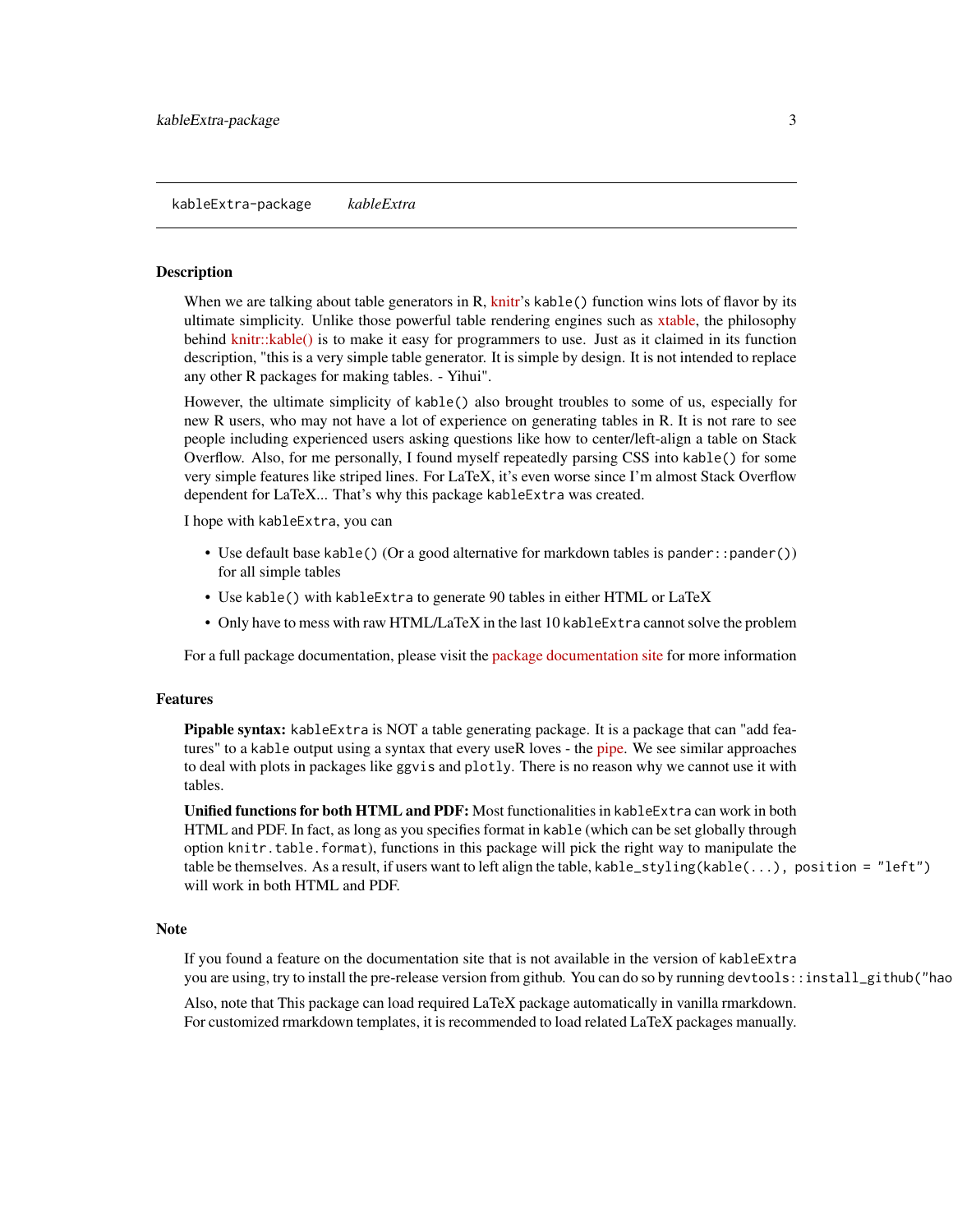# kableExtra-package *kableExtra*

## Description

When we are talking about table generators in R, knitr's `kable()` function wins lots of flavor by its ultimate simplicity. Unlike those powerful table rendering engines such as xtable, the philosophy behind knitr::kable() is to make it easy for programmers to use. Just as it claimed in its function description, "this is a very simple table generator. It is simple by design. It is not intended to replace any other R packages for making tables. - Yihui".

However, the ultimate simplicity of `kable()` also brought troubles to some of us, especially for new R users, who may not have a lot of experience on generating tables in R. It is not rare to see people including experienced users asking questions like how to center/left-align a table on Stack Overflow. Also, for me personally, I found myself repeatedly parsing CSS into `kable()` for some very simple features like striped lines. For LaTeX, it's even worse since I'm almost Stack Overflow dependent for LaTeX... That's why this package `kableExtra` was created.

I hope with `kableExtra`, you can

- Use default base `kable()` (Or a good alternative for markdown tables is `pander::pander()`) for all simple tables
- Use `kable()` with `kableExtra` to generate 90 tables in either HTML or LaTeX
- Only have to mess with raw HTML/LaTeX in the last 10 `kableExtra` cannot solve the problem

For a full package documentation, please visit the package documentation site for more information

## Features

**Pipable syntax:** `kableExtra` is NOT a table generating package. It is a package that can "add features" to a `kable` output using a syntax that every useR loves - the pipe. We see similar approaches to deal with plots in packages like `ggvis` and `plotly`. There is no reason why we cannot use it with tables.

**Unified functions for both HTML and PDF:** Most functionalities in `kableExtra` can work in both HTML and PDF. In fact, as long as you specifies format in `kable` (which can be set globally through option `knitr.table.format`), functions in this package will pick the right way to manipulate the table be themselves. As a result, if users want to left align the table, `kable_styling(kable(...), position = "left")` will work in both HTML and PDF.

## Note

If you found a feature on the documentation site that is not available in the version of `kableExtra` you are using, try to install the pre-release version from github. You can do so by running `devtools::install_github("hao`

Also, note that This package can load required LaTeX package automatically in vanilla rmarkdown. For customized rmarkdown templates, it is recommended to load related LaTeX packages manually.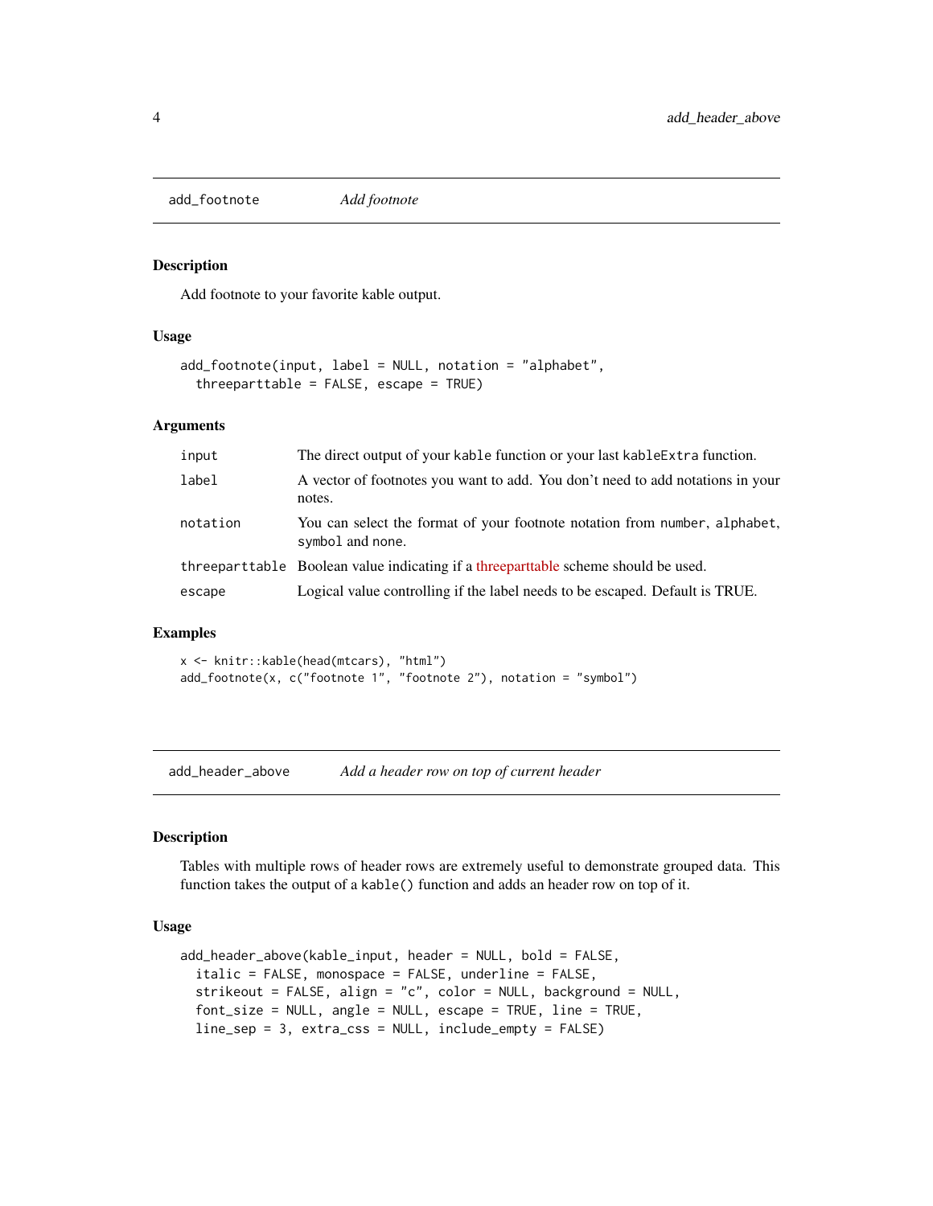## add_footnote *Add footnote*

### Description

Add footnote to your favorite kable output.

### Usage

```
add_footnote(input, label = NULL, notation = "alphabet",
  threeparttable = FALSE, escape = TRUE)
```

### Arguments

| | |
|---|---|
| input | The direct output of your kable function or your last kableExtra function. |
| label | A vector of footnotes you want to add. You don't need to add notations in your notes. |
| notation | You can select the format of your footnote notation from number, alphabet, symbol and none. |
| threeparttable | Boolean value indicating if a threeparttable scheme should be used. |
| escape | Logical value controlling if the label needs to be escaped. Default is TRUE. |

### Examples

```
x <- knitr::kable(head(mtcars), "html")
add_footnote(x, c("footnote 1", "footnote 2"), notation = "symbol")
```

## add_header_above *Add a header row on top of current header*

### Description

Tables with multiple rows of header rows are extremely useful to demonstrate grouped data. This function takes the output of a kable() function and adds an header row on top of it.

### Usage

```
add_header_above(kable_input, header = NULL, bold = FALSE,
  italic = FALSE, monospace = FALSE, underline = FALSE,
  strikeout = FALSE, align = "c", color = NULL, background = NULL,
  font_size = NULL, angle = NULL, escape = TRUE, line = TRUE,
  line_sep = 3, extra_css = NULL, include_empty = FALSE)
```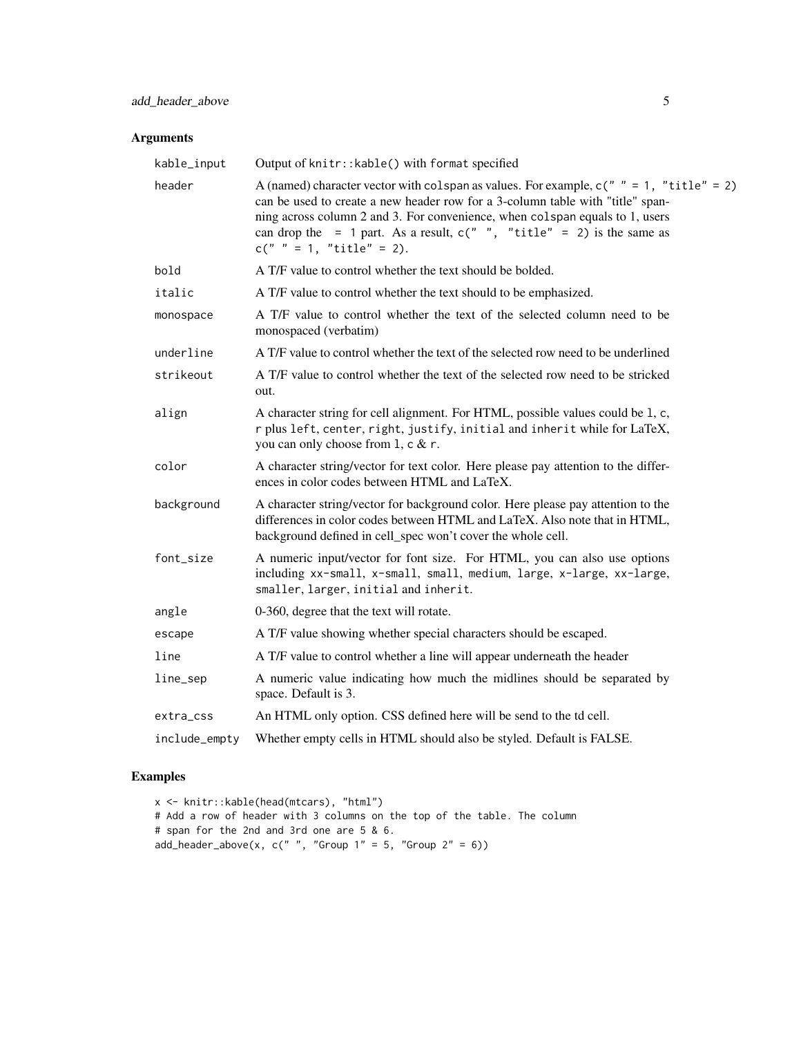## Arguments

| | |
|---|---|
| `kable_input` | Output of `knitr::kable()` with `format` specified |
| `header` | A (named) character vector with `colspan` as values. For example, `c(" " = 1, "title" = 2)` can be used to create a new header row for a 3-column table with "title" spanning across column 2 and 3. For convenience, when `colspan` equals to 1, users can drop the `= 1` part. As a result, `c(" ", "title" = 2)` is the same as `c(" " = 1, "title" = 2)`. |
| `bold` | A T/F value to control whether the text should be bolded. |
| `italic` | A T/F value to control whether the text should to be emphasized. |
| `monospace` | A T/F value to control whether the text of the selected column need to be monospaced (verbatim) |
| `underline` | A T/F value to control whether the text of the selected row need to be underlined |
| `strikeout` | A T/F value to control whether the text of the selected row need to be stricked out. |
| `align` | A character string for cell alignment. For HTML, possible values could be `l`, `c`, `r` plus `left`, `center`, `right`, `justify`, `initial` and `inherit` while for LaTeX, you can only choose from `l`, `c` & `r`. |
| `color` | A character string/vector for text color. Here please pay attention to the differences in color codes between HTML and LaTeX. |
| `background` | A character string/vector for background color. Here please pay attention to the differences in color codes between HTML and LaTeX. Also note that in HTML, background defined in cell_spec won't cover the whole cell. |
| `font_size` | A numeric input/vector for font size. For HTML, you can also use options including `xx-small`, `x-small`, `small`, `medium`, `large`, `x-large`, `xx-large`, `smaller`, `larger`, `initial` and `inherit`. |
| `angle` | 0-360, degree that the text will rotate. |
| `escape` | A T/F value showing whether special characters should be escaped. |
| `line` | A T/F value to control whether a line will appear underneath the header |
| `line_sep` | A numeric value indicating how much the midlines should be separated by space. Default is 3. |
| `extra_css` | An HTML only option. CSS defined here will be send to the td cell. |
| `include_empty` | Whether empty cells in HTML should also be styled. Default is FALSE. |

## Examples

```
x <- knitr::kable(head(mtcars), "html")
# Add a row of header with 3 columns on the top of the table. The column
# span for the 2nd and 3rd one are 5 & 6.
add_header_above(x, c(" ", "Group 1" = 5, "Group 2" = 6))
```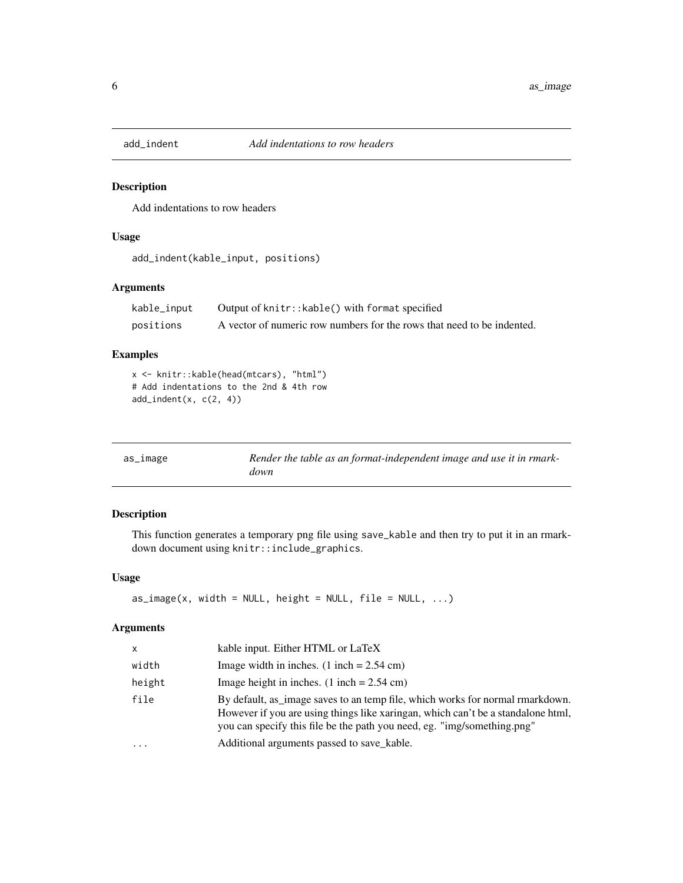## add_indent — *Add indentations to row headers*

### Description

Add indentations to row headers

### Usage

```
add_indent(kable_input, positions)
```

### Arguments

| Argument | Description |
|---|---|
| kable_input | Output of `knitr::kable()` with `format` specified |
| positions | A vector of numeric row numbers for the rows that need to be indented. |

### Examples

```
x <- knitr::kable(head(mtcars), "html")
# Add indentations to the 2nd & 4th row
add_indent(x, c(2, 4))
```

## as_image — *Render the table as an format-independent image and use it in rmarkdown*

### Description

This function generates a temporary png file using `save_kable` and then try to put it in an rmarkdown document using `knitr::include_graphics`.

### Usage

```
as_image(x, width = NULL, height = NULL, file = NULL, ...)
```

### Arguments

| Argument | Description |
|---|---|
| x | kable input. Either HTML or LaTeX |
| width | Image width in inches. (1 inch = 2.54 cm) |
| height | Image height in inches. (1 inch = 2.54 cm) |
| file | By default, as_image saves to an temp file, which works for normal rmarkdown. However if you are using things like xaringan, which can't be a standalone html, you can specify this file be the path you need, eg. "img/something.png" |
| ... | Additional arguments passed to save_kable. |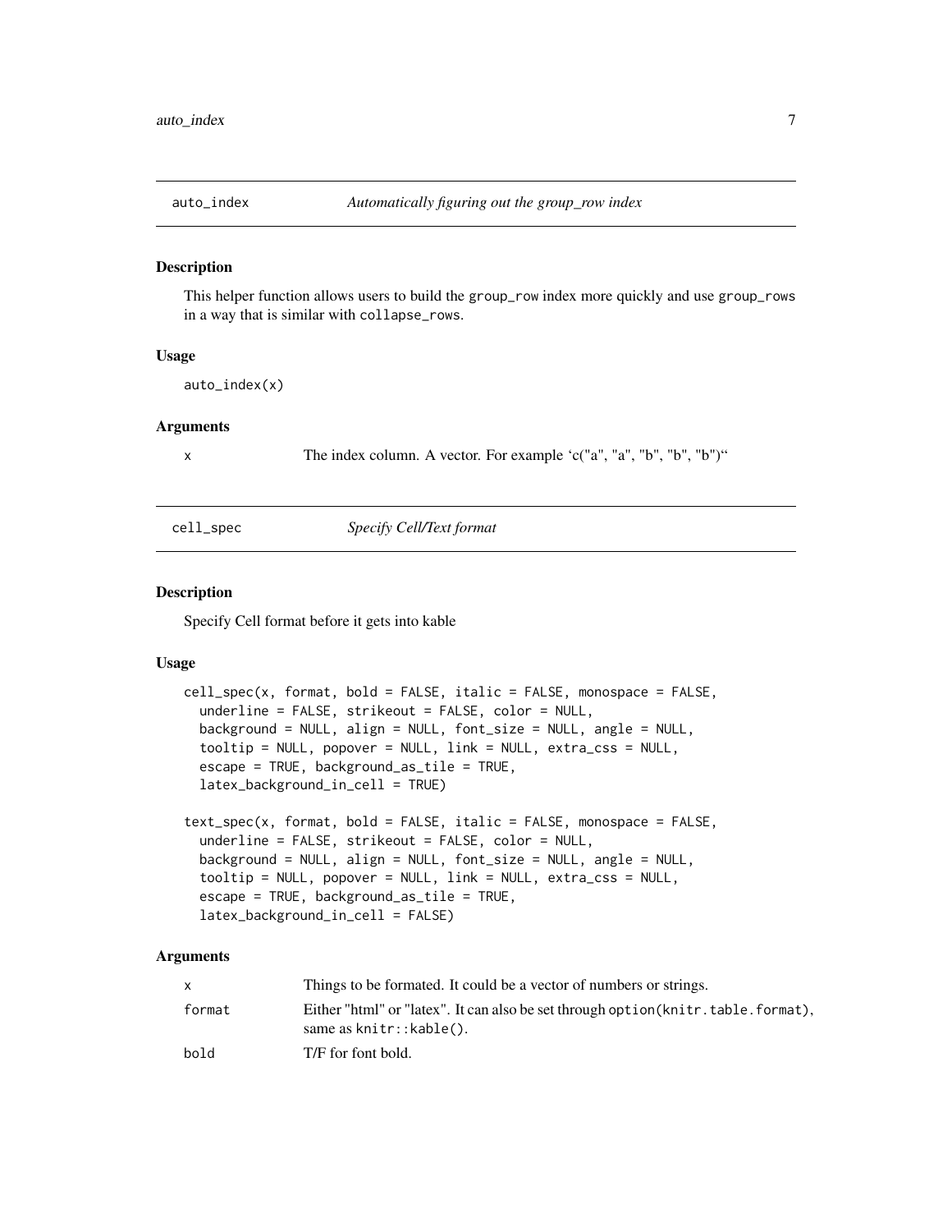## auto_index *Automatically figuring out the group_row index*

### Description

This helper function allows users to build the `group_row` index more quickly and use `group_rows` in a way that is similar with `collapse_rows`.

### Usage

```
auto_index(x)
```

### Arguments

| | |
|---|---|
| x | The index column. A vector. For example 'c("a", "a", "b", "b", "b")" |

## cell_spec *Specify Cell/Text format*

### Description

Specify Cell format before it gets into kable

### Usage

```
cell_spec(x, format, bold = FALSE, italic = FALSE, monospace = FALSE,
  underline = FALSE, strikeout = FALSE, color = NULL,
  background = NULL, align = NULL, font_size = NULL, angle = NULL,
  tooltip = NULL, popover = NULL, link = NULL, extra_css = NULL,
  escape = TRUE, background_as_tile = TRUE,
  latex_background_in_cell = TRUE)

text_spec(x, format, bold = FALSE, italic = FALSE, monospace = FALSE,
  underline = FALSE, strikeout = FALSE, color = NULL,
  background = NULL, align = NULL, font_size = NULL, angle = NULL,
  tooltip = NULL, popover = NULL, link = NULL, extra_css = NULL,
  escape = TRUE, background_as_tile = TRUE,
  latex_background_in_cell = FALSE)
```

### Arguments

| | |
|---|---|
| x | Things to be formated. It could be a vector of numbers or strings. |
| format | Either "html" or "latex". It can also be set through `option(knitr.table.format)`, same as `knitr::kable()`. |
| bold | T/F for font bold. |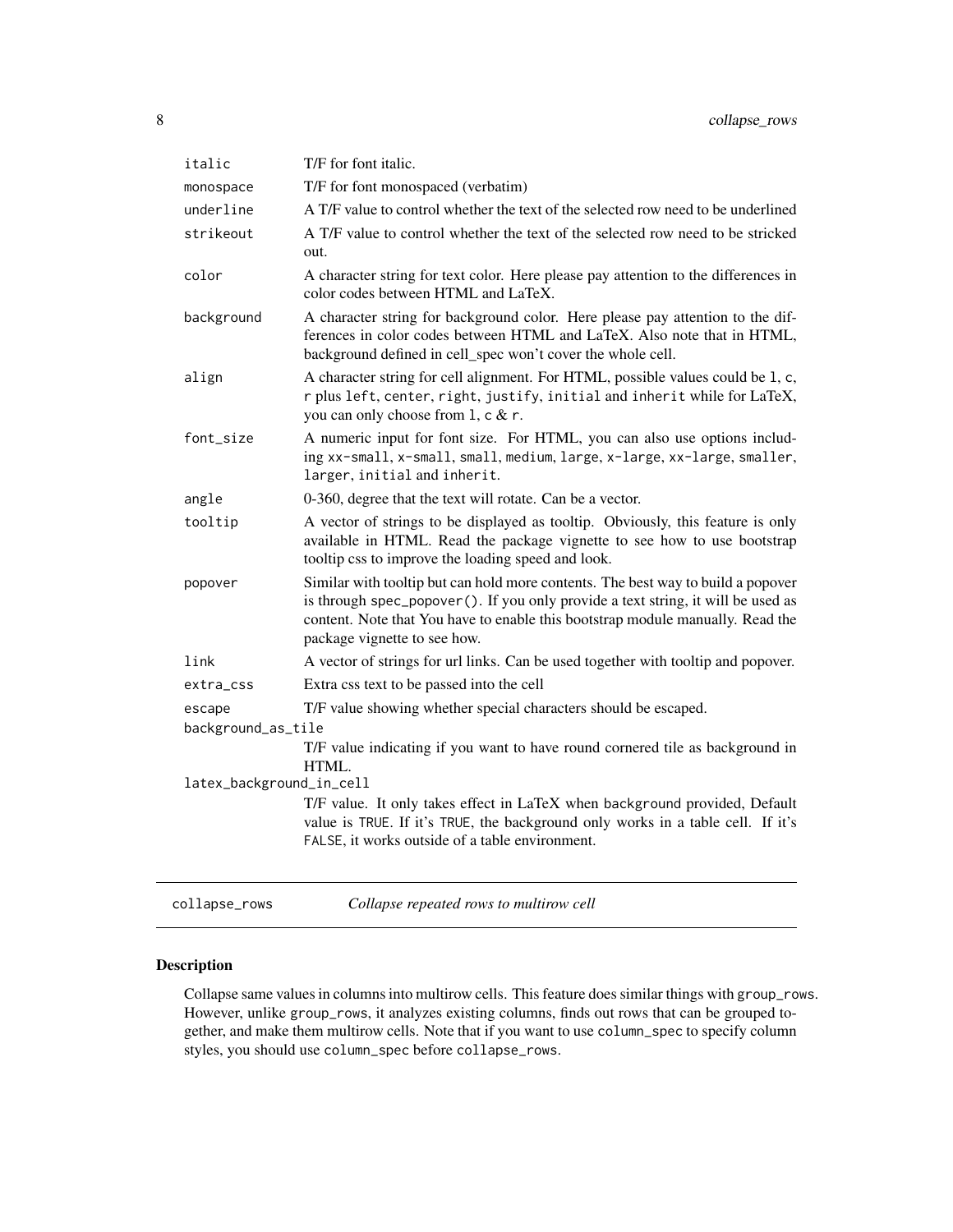| | |
|---|---|
| `italic` | T/F for font italic. |
| `monospace` | T/F for font monospaced (verbatim) |
| `underline` | A T/F value to control whether the text of the selected row need to be underlined |
| `strikeout` | A T/F value to control whether the text of the selected row need to be stricked out. |
| `color` | A character string for text color. Here please pay attention to the differences in color codes between HTML and LaTeX. |
| `background` | A character string for background color. Here please pay attention to the differences in color codes between HTML and LaTeX. Also note that in HTML, background defined in cell_spec won't cover the whole cell. |
| `align` | A character string for cell alignment. For HTML, possible values could be `l`, `c`, `r` plus `left`, `center`, `right`, `justify`, `initial` and `inherit` while for LaTeX, you can only choose from `l`, `c` & `r`. |
| `font_size` | A numeric input for font size. For HTML, you can also use options including `xx-small`, `x-small`, `small`, `medium`, `large`, `x-large`, `xx-large`, `smaller`, `larger`, `initial` and `inherit`. |
| `angle` | 0-360, degree that the text will rotate. Can be a vector. |
| `tooltip` | A vector of strings to be displayed as tooltip. Obviously, this feature is only available in HTML. Read the package vignette to see how to use bootstrap tooltip css to improve the loading speed and look. |
| `popover` | Similar with tooltip but can hold more contents. The best way to build a popover is through `spec_popover()`. If you only provide a text string, it will be used as content. Note that You have to enable this bootstrap module manually. Read the package vignette to see how. |
| `link` | A vector of strings for url links. Can be used together with tooltip and popover. |
| `extra_css` | Extra css text to be passed into the cell |
| `escape` | T/F value showing whether special characters should be escaped. |
| `background_as_tile` | T/F value indicating if you want to have round cornered tile as background in HTML. |
| `latex_background_in_cell` | T/F value. It only takes effect in LaTeX when `background` provided, Default value is `TRUE`. If it's `TRUE`, the background only works in a table cell. If it's `FALSE`, it works outside of a table environment. |

## collapse_rows — *Collapse repeated rows to multirow cell*

### Description

Collapse same values in columns into multirow cells. This feature does similar things with `group_rows`. However, unlike `group_rows`, it analyzes existing columns, finds out rows that can be grouped together, and make them multirow cells. Note that if you want to use `column_spec` to specify column styles, you should use `column_spec` before `collapse_rows`.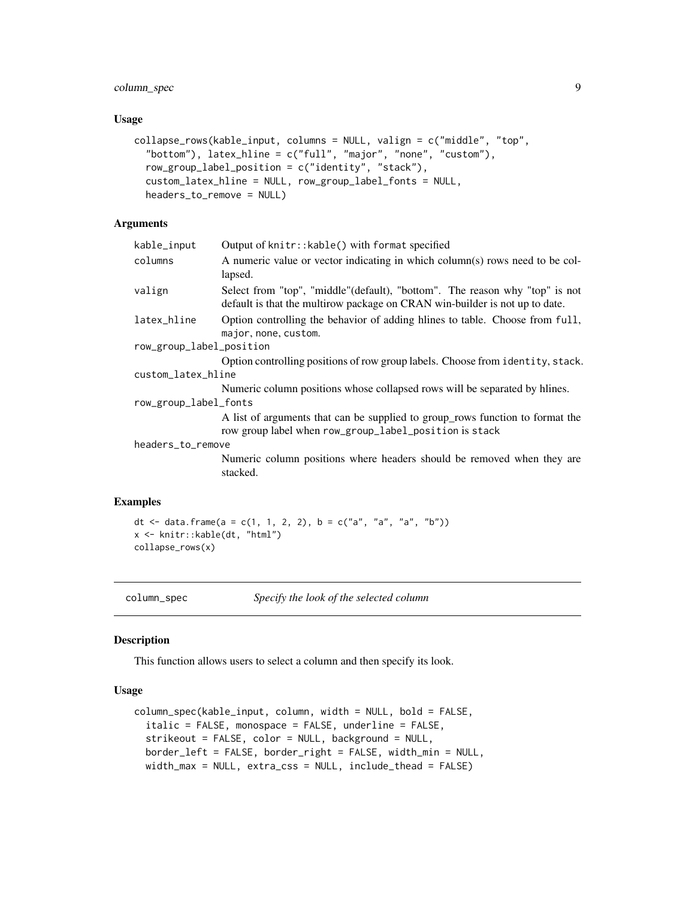### Usage

```
collapse_rows(kable_input, columns = NULL, valign = c("middle", "top",
  "bottom"), latex_hline = c("full", "major", "none", "custom"),
  row_group_label_position = c("identity", "stack"),
  custom_latex_hline = NULL, row_group_label_fonts = NULL,
  headers_to_remove = NULL)
```

### Arguments

| | |
|---|---|
| kable_input | Output of knitr::kable() with format specified |
| columns | A numeric value or vector indicating in which column(s) rows need to be collapsed. |
| valign | Select from "top", "middle"(default), "bottom". The reason why "top" is not default is that the multirow package on CRAN win-builder is not up to date. |
| latex_hline | Option controlling the behavior of adding hlines to table. Choose from full, major, none, custom. |
| row_group_label_position | Option controlling positions of row group labels. Choose from identity, stack. |
| custom_latex_hline | Numeric column positions whose collapsed rows will be separated by hlines. |
| row_group_label_fonts | A list of arguments that can be supplied to group_rows function to format the row group label when row_group_label_position is stack |
| headers_to_remove | Numeric column positions where headers should be removed when they are stacked. |

### Examples

```
dt <- data.frame(a = c(1, 1, 2, 2), b = c("a", "a", "a", "b"))
x <- knitr::kable(dt, "html")
collapse_rows(x)
```

---

## column_spec — *Specify the look of the selected column*

### Description

This function allows users to select a column and then specify its look.

### Usage

```
column_spec(kable_input, column, width = NULL, bold = FALSE,
  italic = FALSE, monospace = FALSE, underline = FALSE,
  strikeout = FALSE, color = NULL, background = NULL,
  border_left = FALSE, border_right = FALSE, width_min = NULL,
  width_max = NULL, extra_css = NULL, include_thead = FALSE)
```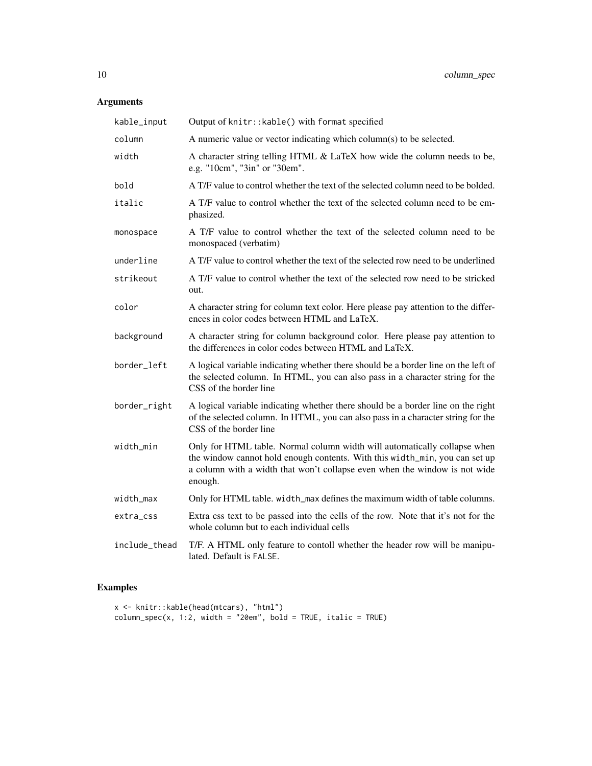## Arguments

| | |
|---|---|
| `kable_input` | Output of `knitr::kable()` with `format` specified |
| `column` | A numeric value or vector indicating which column(s) to be selected. |
| `width` | A character string telling HTML & LaTeX how wide the column needs to be, e.g. "10cm", "3in" or "30em". |
| `bold` | A T/F value to control whether the text of the selected column need to be bolded. |
| `italic` | A T/F value to control whether the text of the selected column need to be emphasized. |
| `monospace` | A T/F value to control whether the text of the selected column need to be monospaced (verbatim) |
| `underline` | A T/F value to control whether the text of the selected row need to be underlined |
| `strikeout` | A T/F value to control whether the text of the selected row need to be stricked out. |
| `color` | A character string for column text color. Here please pay attention to the differences in color codes between HTML and LaTeX. |
| `background` | A character string for column background color. Here please pay attention to the differences in color codes between HTML and LaTeX. |
| `border_left` | A logical variable indicating whether there should be a border line on the left of the selected column. In HTML, you can also pass in a character string for the CSS of the border line |
| `border_right` | A logical variable indicating whether there should be a border line on the right of the selected column. In HTML, you can also pass in a character string for the CSS of the border line |
| `width_min` | Only for HTML table. Normal column width will automatically collapse when the window cannot hold enough contents. With this `width_min`, you can set up a column with a width that won't collapse even when the window is not wide enough. |
| `width_max` | Only for HTML table. `width_max` defines the maximum width of table columns. |
| `extra_css` | Extra css text to be passed into the cells of the row. Note that it's not for the whole column but to each individual cells |
| `include_thead` | T/F. A HTML only feature to contoll whether the header row will be manipulated. Default is `FALSE`. |

## Examples

```
x <- knitr::kable(head(mtcars), "html")
column_spec(x, 1:2, width = "20em", bold = TRUE, italic = TRUE)
```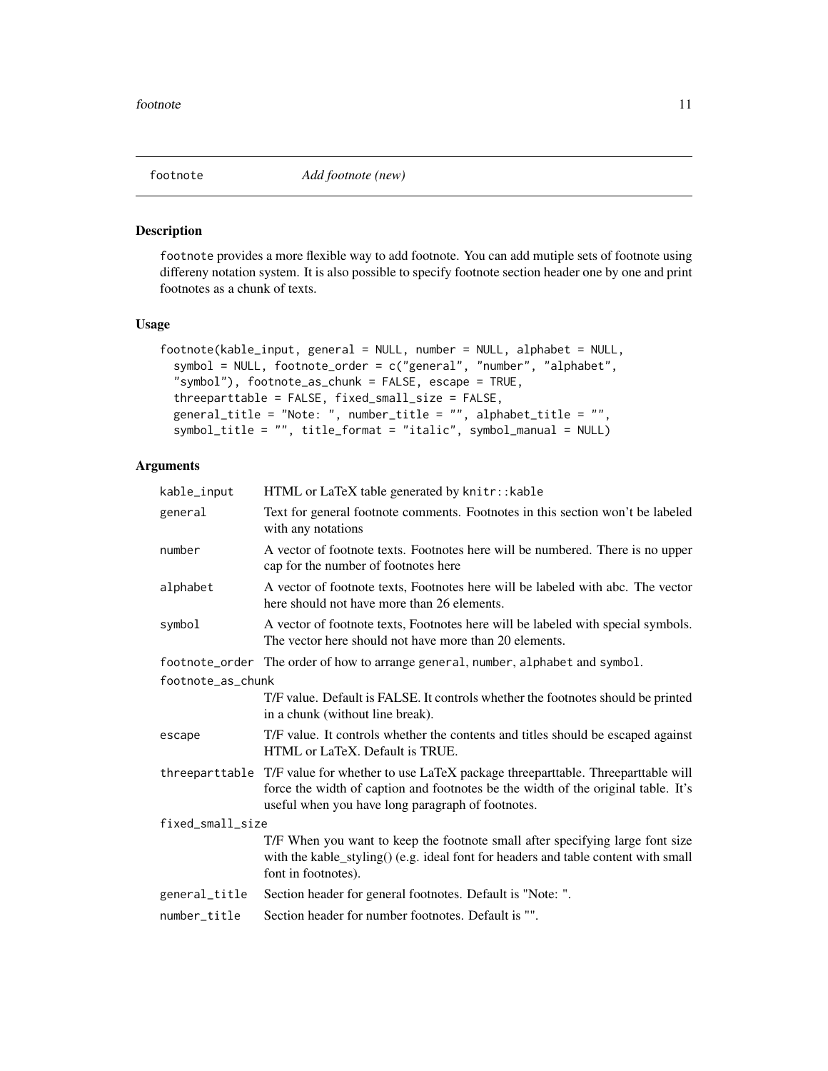## footnote — *Add footnote (new)*

### Description

footnote provides a more flexible way to add footnote. You can add mutiple sets of footnote using differeny notation system. It is also possible to specify footnote section header one by one and print footnotes as a chunk of texts.

### Usage

```
footnote(kable_input, general = NULL, number = NULL, alphabet = NULL,
  symbol = NULL, footnote_order = c("general", "number", "alphabet",
  "symbol"), footnote_as_chunk = FALSE, escape = TRUE,
  threeparttable = FALSE, fixed_small_size = FALSE,
  general_title = "Note: ", number_title = "", alphabet_title = "",
  symbol_title = "", title_format = "italic", symbol_manual = NULL)
```

### Arguments

| Argument | Description |
|---|---|
| kable_input | HTML or LaTeX table generated by knitr::kable |
| general | Text for general footnote comments. Footnotes in this section won't be labeled with any notations |
| number | A vector of footnote texts. Footnotes here will be numbered. There is no upper cap for the number of footnotes here |
| alphabet | A vector of footnote texts, Footnotes here will be labeled with abc. The vector here should not have more than 26 elements. |
| symbol | A vector of footnote texts, Footnotes here will be labeled with special symbols. The vector here should not have more than 20 elements. |
| footnote_order | The order of how to arrange general, number, alphabet and symbol. |
| footnote_as_chunk | T/F value. Default is FALSE. It controls whether the footnotes should be printed in a chunk (without line break). |
| escape | T/F value. It controls whether the contents and titles should be escaped against HTML or LaTeX. Default is TRUE. |
| threeparttable | T/F value for whether to use LaTeX package threeparttable. Threeparttable will force the width of caption and footnotes be the width of the original table. It's useful when you have long paragraph of footnotes. |
| fixed_small_size | T/F When you want to keep the footnote small after specifying large font size with the kable_styling() (e.g. ideal font for headers and table content with small font in footnotes). |
| general_title | Section header for general footnotes. Default is "Note: ". |
| number_title | Section header for number footnotes. Default is "". |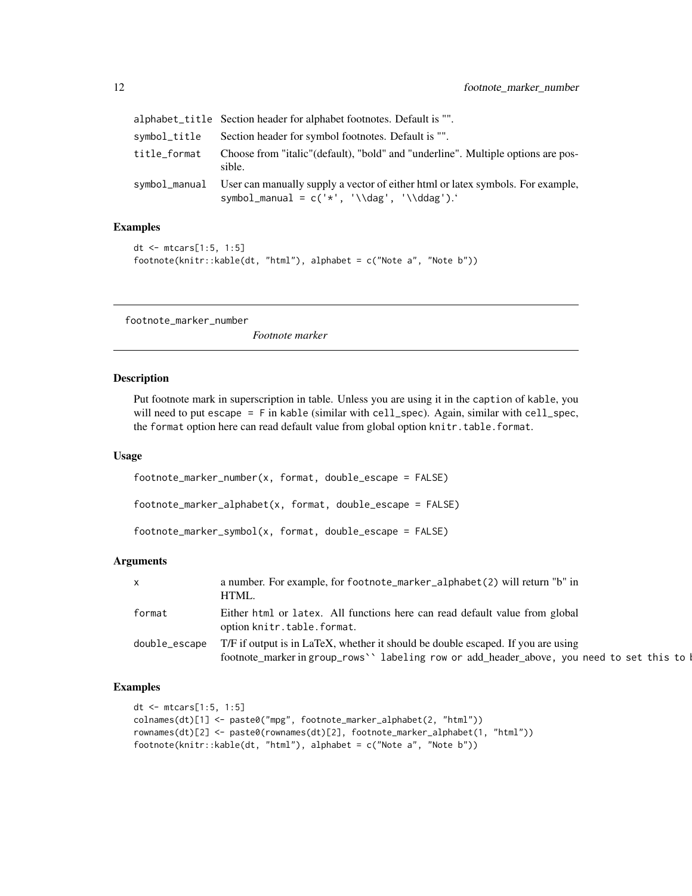| | |
|---|---|
| alphabet_title | Section header for alphabet footnotes. Default is "". |
| symbol_title | Section header for symbol footnotes. Default is "". |
| title_format | Choose from "italic"(default), "bold" and "underline". Multiple options are possible. |
| symbol_manual | User can manually supply a vector of either html or latex symbols. For example, `symbol_manual = c('*', '\\dag', '\\ddag')`.‘ |

### Examples

```
dt <- mtcars[1:5, 1:5]
footnote(knitr::kable(dt, "html"), alphabet = c("Note a", "Note b"))
```

---

## footnote_marker_number

*Footnote marker*

### Description

Put footnote mark in superscription in table. Unless you are using it in the `caption` of `kable`, you will need to put `escape = F` in `kable` (similar with `cell_spec`). Again, similar with `cell_spec`, the `format` option here can read default value from global option `knitr.table.format`.

### Usage

```
footnote_marker_number(x, format, double_escape = FALSE)

footnote_marker_alphabet(x, format, double_escape = FALSE)

footnote_marker_symbol(x, format, double_escape = FALSE)
```

### Arguments

| | |
|---|---|
| x | a number. For example, for `footnote_marker_alphabet(2)` will return "b" in HTML. |
| format | Either `html` or `latex`. All functions here can read default value from global option `knitr.table.format`. |
| double_escape | T/F if output is in LaTeX, whether it should be double escaped. If you are using footnote_marker in group_rows`` labeling row or add_header_above, you need to set this to l |

### Examples

```
dt <- mtcars[1:5, 1:5]
colnames(dt)[1] <- paste0("mpg", footnote_marker_alphabet(2, "html"))
rownames(dt)[2] <- paste0(rownames(dt)[2], footnote_marker_alphabet(1, "html"))
footnote(knitr::kable(dt, "html"), alphabet = c("Note a", "Note b"))
```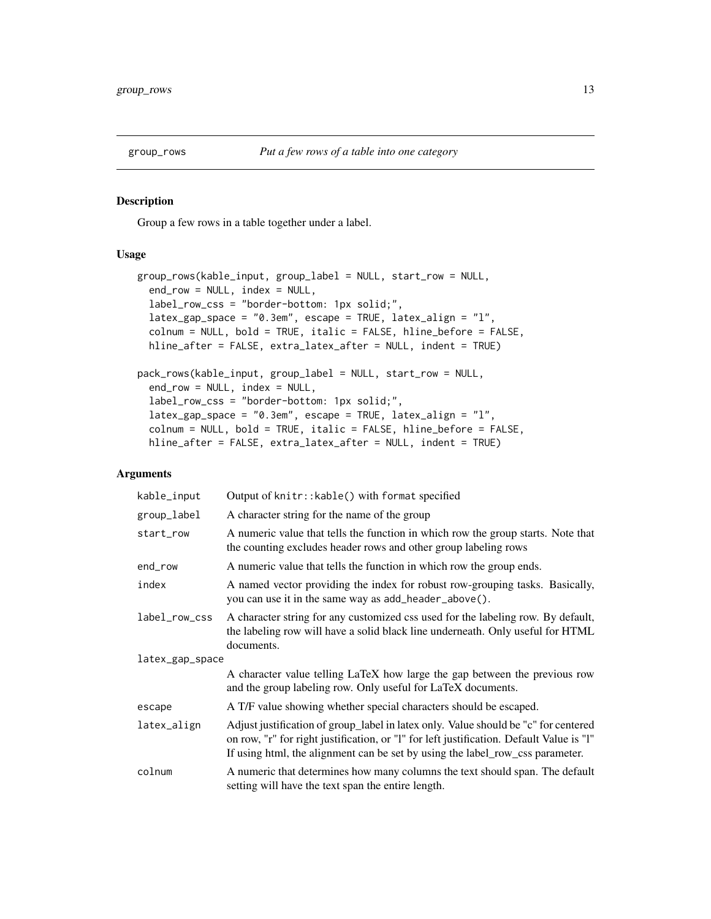## group_rows *Put a few rows of a table into one category*

### Description

Group a few rows in a table together under a label.

### Usage

```
group_rows(kable_input, group_label = NULL, start_row = NULL,
  end_row = NULL, index = NULL,
  label_row_css = "border-bottom: 1px solid;",
  latex_gap_space = "0.3em", escape = TRUE, latex_align = "l",
  colnum = NULL, bold = TRUE, italic = FALSE, hline_before = FALSE,
  hline_after = FALSE, extra_latex_after = NULL, indent = TRUE)

pack_rows(kable_input, group_label = NULL, start_row = NULL,
  end_row = NULL, index = NULL,
  label_row_css = "border-bottom: 1px solid;",
  latex_gap_space = "0.3em", escape = TRUE, latex_align = "l",
  colnum = NULL, bold = TRUE, italic = FALSE, hline_before = FALSE,
  hline_after = FALSE, extra_latex_after = NULL, indent = TRUE)
```

### Arguments

| | |
|---|---|
| `kable_input` | Output of `knitr::kable()` with `format` specified |
| `group_label` | A character string for the name of the group |
| `start_row` | A numeric value that tells the function in which row the group starts. Note that the counting excludes header rows and other group labeling rows |
| `end_row` | A numeric value that tells the function in which row the group ends. |
| `index` | A named vector providing the index for robust row-grouping tasks. Basically, you can use it in the same way as `add_header_above()`. |
| `label_row_css` | A character string for any customized css used for the labeling row. By default, the labeling row will have a solid black line underneath. Only useful for HTML documents. |
| `latex_gap_space` | A character value telling LaTeX how large the gap between the previous row and the group labeling row. Only useful for LaTeX documents. |
| `escape` | A T/F value showing whether special characters should be escaped. |
| `latex_align` | Adjust justification of group_label in latex only. Value should be "c" for centered on row, "r" for right justification, or "l" for left justification. Default Value is "l" If using html, the alignment can be set by using the label_row_css parameter. |
| `colnum` | A numeric that determines how many columns the text should span. The default setting will have the text span the entire length. |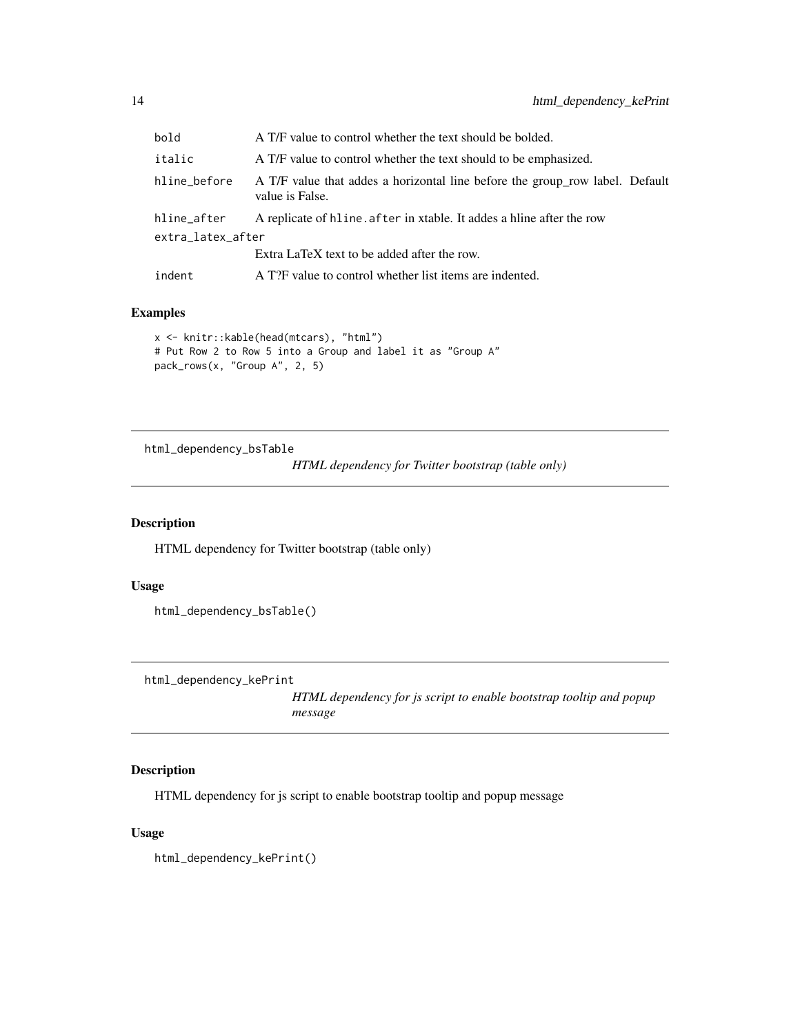| | |
|---|---|
| bold | A T/F value to control whether the text should be bolded. |
| italic | A T/F value to control whether the text should to be emphasized. |
| hline_before | A T/F value that addes a horizontal line before the group_row label. Default value is False. |
| hline_after | A replicate of hline.after in xtable. It addes a hline after the row |
| extra_latex_after | Extra LaTeX text to be added after the row. |
| indent | A T?F value to control whether list items are indented. |

### Examples

```
x <- knitr::kable(head(mtcars), "html")
# Put Row 2 to Row 5 into a Group and label it as "Group A"
pack_rows(x, "Group A", 2, 5)
```

---

## html_dependency_bsTable

*HTML dependency for Twitter bootstrap (table only)*

### Description

HTML dependency for Twitter bootstrap (table only)

### Usage

```
html_dependency_bsTable()
```

---

## html_dependency_kePrint

*HTML dependency for js script to enable bootstrap tooltip and popup message*

### Description

HTML dependency for js script to enable bootstrap tooltip and popup message

### Usage

```
html_dependency_kePrint()
```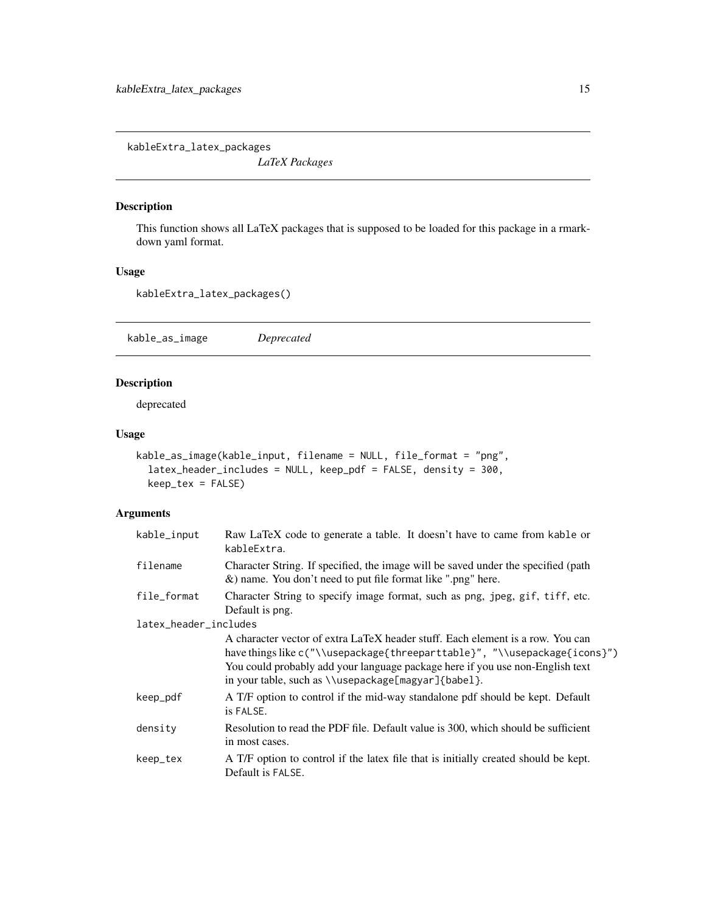## kableExtra_latex_packages

*LaTeX Packages*

### Description

This function shows all LaTeX packages that is supposed to be loaded for this package in a rmarkdown yaml format.

### Usage

```
kableExtra_latex_packages()
```

## kable_as_image

*Deprecated*

### Description

deprecated

### Usage

```
kable_as_image(kable_input, filename = NULL, file_format = "png",
  latex_header_includes = NULL, keep_pdf = FALSE, density = 300,
  keep_tex = FALSE)
```

### Arguments

| Argument | Description |
|---|---|
| `kable_input` | Raw LaTeX code to generate a table. It doesn't have to came from `kable` or `kableExtra`. |
| `filename` | Character String. If specified, the image will be saved under the specified (path &) name. You don't need to put file format like ".png" here. |
| `file_format` | Character String to specify image format, such as `png`, `jpeg`, `gif`, `tiff`, etc. Default is `png`. |
| `latex_header_includes` | A character vector of extra LaTeX header stuff. Each element is a row. You can have things like `c("\\usepackage{threeparttable}", "\\usepackage{icons}")` You could probably add your language package here if you use non-English text in your table, such as `\\usepackage[magyar]{babel}`. |
| `keep_pdf` | A T/F option to control if the mid-way standalone pdf should be kept. Default is `FALSE`. |
| `density` | Resolution to read the PDF file. Default value is 300, which should be sufficient in most cases. |
| `keep_tex` | A T/F option to control if the latex file that is initially created should be kept. Default is `FALSE`. |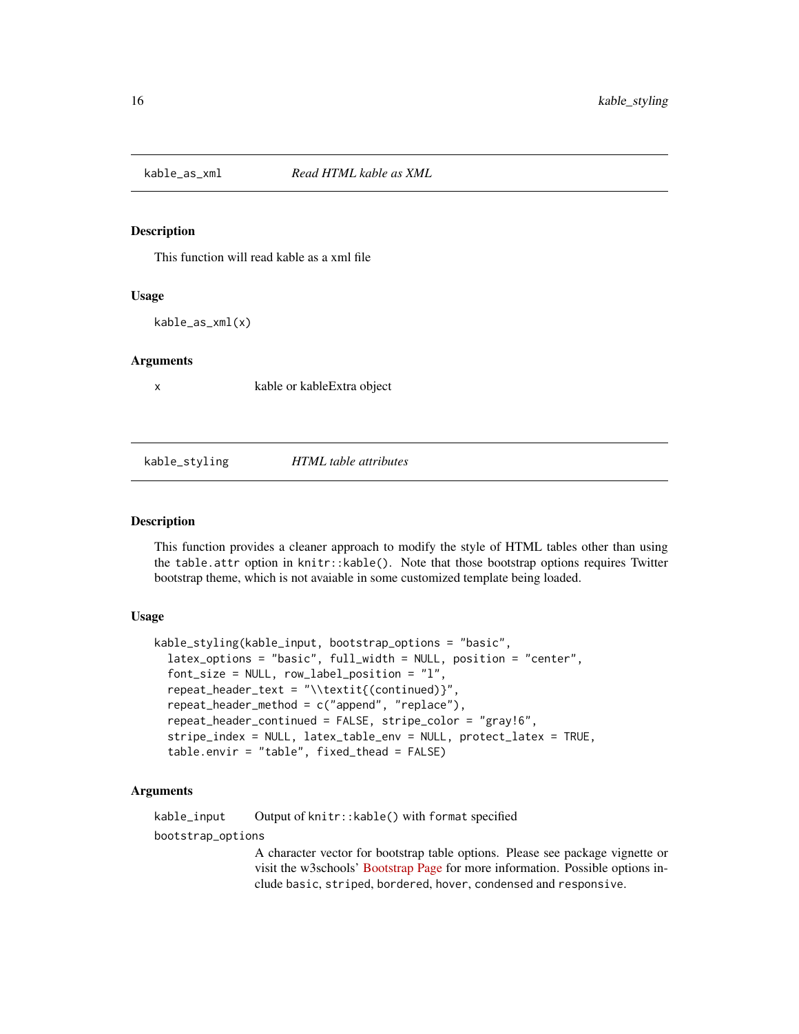## kable_as_xml — *Read HTML kable as XML*

### Description

This function will read kable as a xml file

### Usage

```
kable_as_xml(x)
```

### Arguments

| | |
|---|---|
| `x` | kable or kableExtra object |

## kable_styling — *HTML table attributes*

### Description

This function provides a cleaner approach to modify the style of HTML tables other than using the `table.attr` option in `knitr::kable()`. Note that those bootstrap options requires Twitter bootstrap theme, which is not avaiable in some customized template being loaded.

### Usage

```
kable_styling(kable_input, bootstrap_options = "basic",
  latex_options = "basic", full_width = NULL, position = "center",
  font_size = NULL, row_label_position = "l",
  repeat_header_text = "\\textit{(continued)}",
  repeat_header_method = c("append", "replace"),
  repeat_header_continued = FALSE, stripe_color = "gray!6",
  stripe_index = NULL, latex_table_env = NULL, protect_latex = TRUE,
  table.envir = "table", fixed_thead = FALSE)
```

### Arguments

| | |
|---|---|
| `kable_input` | Output of `knitr::kable()` with `format` specified |
| `bootstrap_options` | A character vector for bootstrap table options. Please see package vignette or visit the w3schools' Bootstrap Page for more information. Possible options include `basic`, `striped`, `bordered`, `hover`, `condensed` and `responsive`. |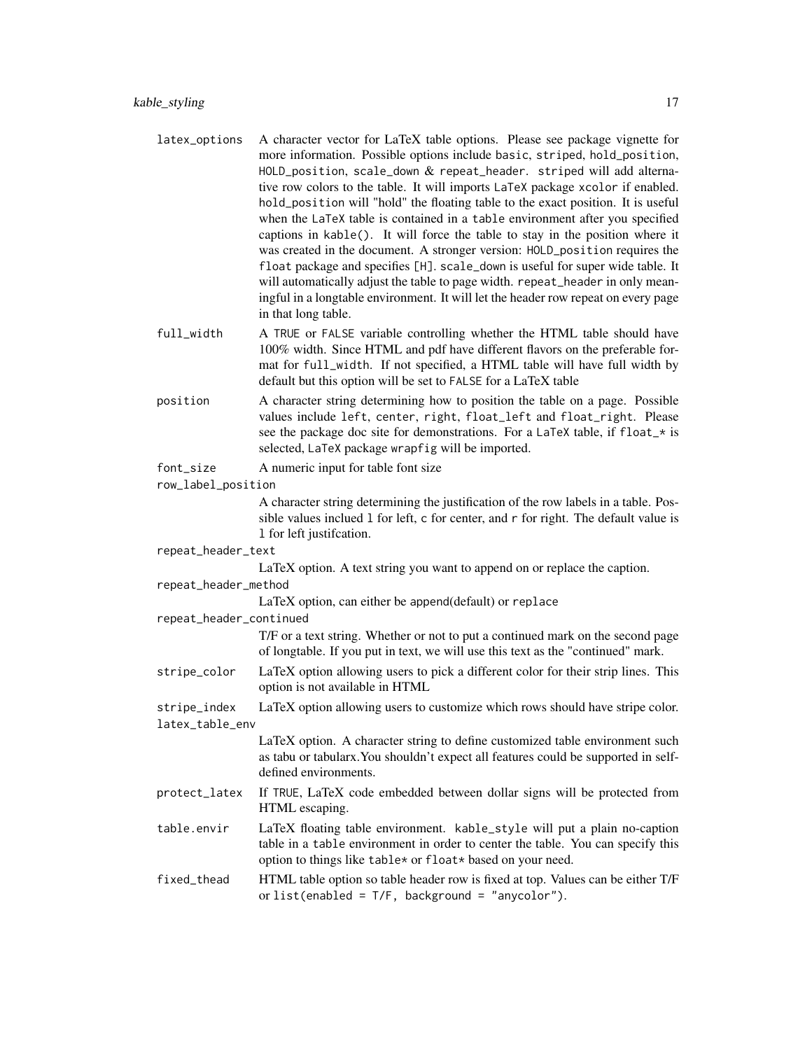`latex_options`
: A character vector for LaTeX table options. Please see package vignette for more information. Possible options include `basic`, `striped`, `hold_position`, `HOLD_position`, `scale_down` & `repeat_header`. `striped` will add alternative row colors to the table. It will imports `LaTeX` package `xcolor` if enabled. `hold_position` will "hold" the floating table to the exact position. It is useful when the `LaTeX` table is contained in a `table` environment after you specified captions in `kable()`. It will force the table to stay in the position where it was created in the document. A stronger version: `HOLD_position` requires the `float` package and specifies `[H]`. `scale_down` is useful for super wide table. It will automatically adjust the table to page width. `repeat_header` in only meaningful in a longtable environment. It will let the header row repeat on every page in that long table.

`full_width`
: A `TRUE` or `FALSE` variable controlling whether the HTML table should have 100% width. Since HTML and pdf have different flavors on the preferable format for `full_width`. If not specified, a HTML table will have full width by default but this option will be set to `FALSE` for a LaTeX table

`position`
: A character string determining how to position the table on a page. Possible values include `left`, `center`, `right`, `float_left` and `float_right`. Please see the package doc site for demonstrations. For a `LaTeX` table, if `float_*` is selected, `LaTeX` package `wrapfig` will be imported.

`font_size`
: A numeric input for table font size

`row_label_position`
: A character string determining the justification of the row labels in a table. Possible values inclued `l` for left, `c` for center, and `r` for right. The default value is `l` for left justifcation.

`repeat_header_text`
: LaTeX option. A text string you want to append on or replace the caption.

`repeat_header_method`
: LaTeX option, can either be `append`(default) or `replace`

`repeat_header_continued`
: T/F or a text string. Whether or not to put a continued mark on the second page of longtable. If you put in text, we will use this text as the "continued" mark.

`stripe_color`
: LaTeX option allowing users to pick a different color for their strip lines. This option is not available in HTML

`stripe_index`
: LaTeX option allowing users to customize which rows should have stripe color.

`latex_table_env`
: LaTeX option. A character string to define customized table environment such as tabu or tabularx.You shouldn't expect all features could be supported in self-defined environments.

`protect_latex`
: If `TRUE`, LaTeX code embedded between dollar signs will be protected from HTML escaping.

`table.envir`
: LaTeX floating table environment. `kable_style` will put a plain no-caption table in a `table` environment in order to center the table. You can specify this option to things like `table*` or `float*` based on your need.

`fixed_thead`
: HTML table option so table header row is fixed at top. Values can be either T/F or `list(enabled = T/F, background = "anycolor")`.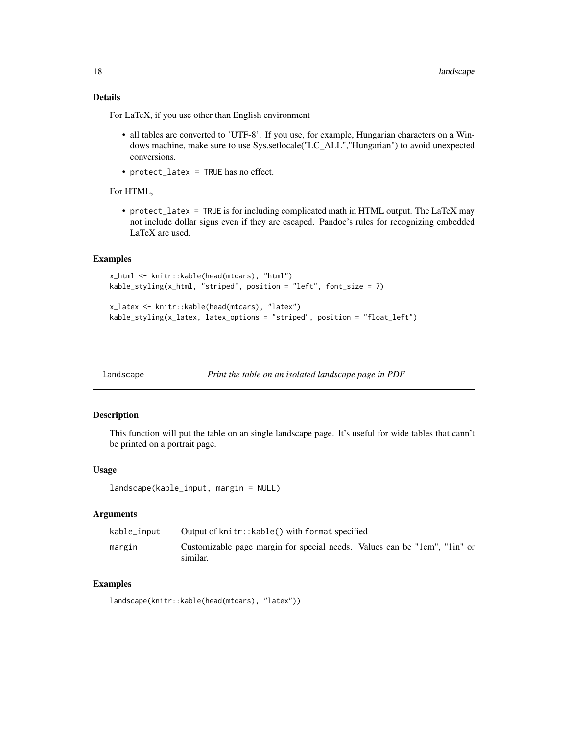### Details

For LaTeX, if you use other than English environment

- all tables are converted to 'UTF-8'. If you use, for example, Hungarian characters on a Windows machine, make sure to use Sys.setlocale("LC_ALL","Hungarian") to avoid unexpected conversions.
- `protect_latex = TRUE` has no effect.

For HTML,

- `protect_latex = TRUE` is for including complicated math in HTML output. The LaTeX may not include dollar signs even if they are escaped. Pandoc's rules for recognizing embedded LaTeX are used.

### Examples

```
x_html <- knitr::kable(head(mtcars), "html")
kable_styling(x_html, "striped", position = "left", font_size = 7)

x_latex <- knitr::kable(head(mtcars), "latex")
kable_styling(x_latex, latex_options = "striped", position = "float_left")
```

---

## landscape — *Print the table on an isolated landscape page in PDF*

---

### Description

This function will put the table on an single landscape page. It's useful for wide tables that cann't be printed on a portrait page.

### Usage

```
landscape(kable_input, margin = NULL)
```

### Arguments

| | |
|---|---|
| `kable_input` | Output of `knitr::kable()` with `format` specified |
| `margin` | Customizable page margin for special needs. Values can be "1cm", "1in" or similar. |

### Examples

```
landscape(knitr::kable(head(mtcars), "latex"))
```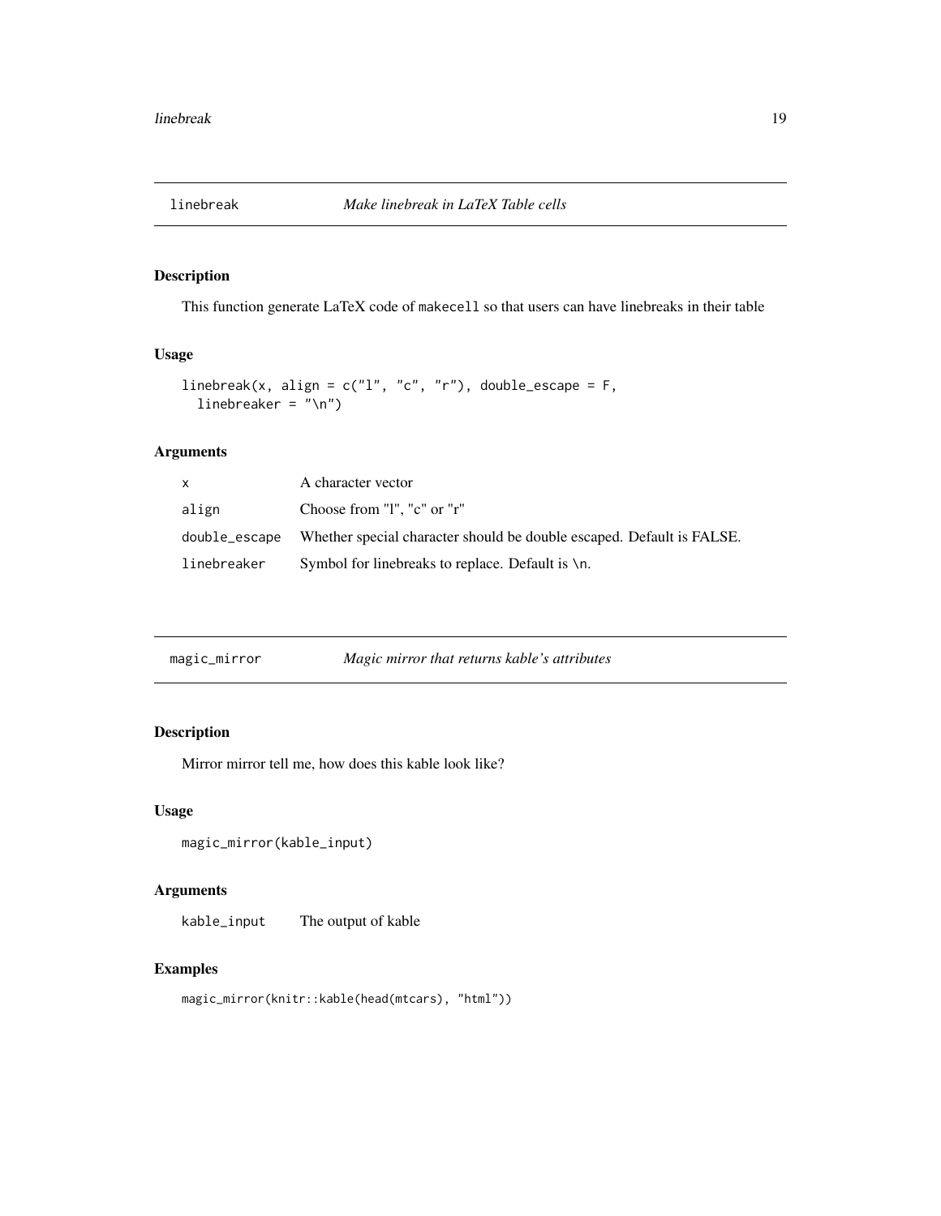## linebreak *Make linebreak in LaTeX Table cells*

### Description

This function generate LaTeX code of `makecell` so that users can have linebreaks in their table

### Usage

```
linebreak(x, align = c("l", "c", "r"), double_escape = F,
  linebreaker = "\n")
```

### Arguments

| | |
|---|---|
| `x` | A character vector |
| `align` | Choose from "l", "c" or "r" |
| `double_escape` | Whether special character should be double escaped. Default is FALSE. |
| `linebreaker` | Symbol for linebreaks to replace. Default is `\n`. |

## magic_mirror *Magic mirror that returns kable's attributes*

### Description

Mirror mirror tell me, how does this kable look like?

### Usage

```
magic_mirror(kable_input)
```

### Arguments

| | |
|---|---|
| `kable_input` | The output of kable |

### Examples

```
magic_mirror(knitr::kable(head(mtcars), "html"))
```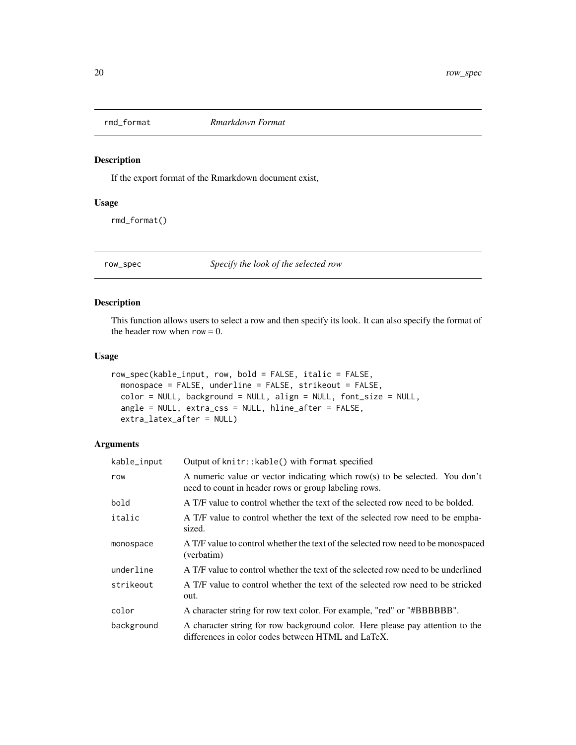## rmd_format *Rmarkdown Format*

### Description

If the export format of the Rmarkdown document exist,

### Usage

```
rmd_format()
```

## row_spec *Specify the look of the selected row*

### Description

This function allows users to select a row and then specify its look. It can also specify the format of the header row when `row` = 0.

### Usage

```
row_spec(kable_input, row, bold = FALSE, italic = FALSE,
  monospace = FALSE, underline = FALSE, strikeout = FALSE,
  color = NULL, background = NULL, align = NULL, font_size = NULL,
  angle = NULL, extra_css = NULL, hline_after = FALSE,
  extra_latex_after = NULL)
```

### Arguments

| | |
|---|---|
| `kable_input` | Output of `knitr::kable()` with `format` specified |
| `row` | A numeric value or vector indicating which row(s) to be selected. You don't need to count in header rows or group labeling rows. |
| `bold` | A T/F value to control whether the text of the selected row need to be bolded. |
| `italic` | A T/F value to control whether the text of the selected row need to be emphasized. |
| `monospace` | A T/F value to control whether the text of the selected row need to be monospaced (verbatim) |
| `underline` | A T/F value to control whether the text of the selected row need to be underlined |
| `strikeout` | A T/F value to control whether the text of the selected row need to be stricked out. |
| `color` | A character string for row text color. For example, "red" or "#BBBBBB". |
| `background` | A character string for row background color. Here please pay attention to the differences in color codes between HTML and LaTeX. |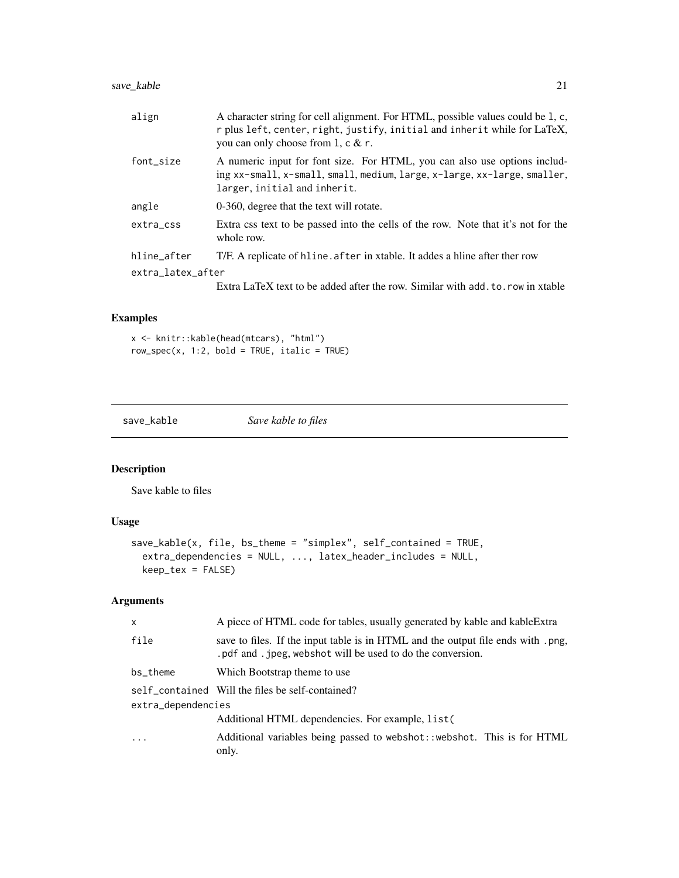| | |
|---|---|
| align | A character string for cell alignment. For HTML, possible values could be l, c, r plus left, center, right, justify, initial and inherit while for LaTeX, you can only choose from l, c & r. |
| font_size | A numeric input for font size. For HTML, you can also use options including xx-small, x-small, small, medium, large, x-large, xx-large, smaller, larger, initial and inherit. |
| angle | 0-360, degree that the text will rotate. |
| extra_css | Extra css text to be passed into the cells of the row. Note that it's not for the whole row. |
| hline_after | T/F. A replicate of hline.after in xtable. It addes a hline after ther row |
| extra_latex_after | Extra LaTeX text to be added after the row. Similar with add.to.row in xtable |

## Examples

```
x <- knitr::kable(head(mtcars), "html")
row_spec(x, 1:2, bold = TRUE, italic = TRUE)
```

---

# save_kable — *Save kable to files*

## Description

Save kable to files

## Usage

```
save_kable(x, file, bs_theme = "simplex", self_contained = TRUE,
  extra_dependencies = NULL, ..., latex_header_includes = NULL,
  keep_tex = FALSE)
```

## Arguments

| | |
|---|---|
| x | A piece of HTML code for tables, usually generated by kable and kableExtra |
| file | save to files. If the input table is in HTML and the output file ends with .png, .pdf and .jpeg, webshot will be used to do the conversion. |
| bs_theme | Which Bootstrap theme to use |
| self_contained | Will the files be self-contained? |
| extra_dependencies | Additional HTML dependencies. For example, list( |
| ... | Additional variables being passed to webshot::webshot. This is for HTML only. |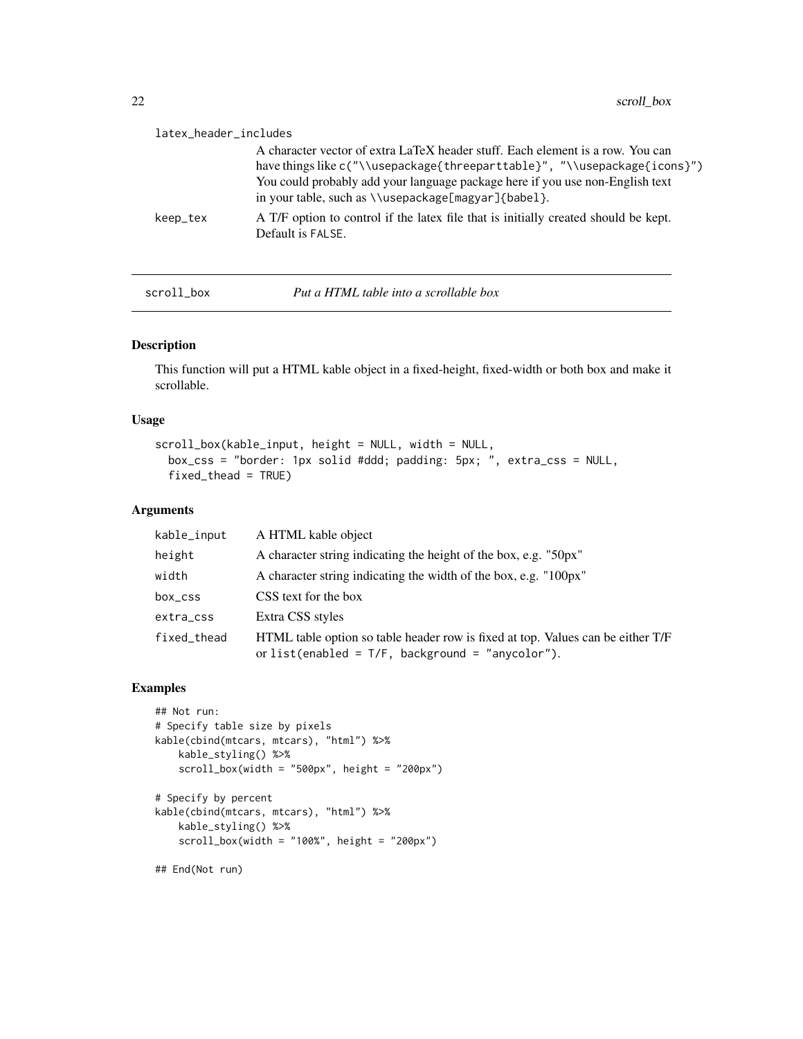| | |
|---|---|
| latex_header_includes | A character vector of extra LaTeX header stuff. Each element is a row. You can have things like `c("\\usepackage{threeparttable}", "\\usepackage{icons}")` You could probably add your language package here if you use non-English text in your table, such as `\\usepackage[magyar]{babel}`. |
| keep_tex | A T/F option to control if the latex file that is initially created should be kept. Default is `FALSE`. |

## scroll_box — *Put a HTML table into a scrollable box*

### Description

This function will put a HTML kable object in a fixed-height, fixed-width or both box and make it scrollable.

### Usage

```
scroll_box(kable_input, height = NULL, width = NULL,
  box_css = "border: 1px solid #ddd; padding: 5px; ", extra_css = NULL,
  fixed_thead = TRUE)
```

### Arguments

| | |
|---|---|
| kable_input | A HTML kable object |
| height | A character string indicating the height of the box, e.g. "50px" |
| width | A character string indicating the width of the box, e.g. "100px" |
| box_css | CSS text for the box |
| extra_css | Extra CSS styles |
| fixed_thead | HTML table option so table header row is fixed at top. Values can be either T/F or `list(enabled = T/F, background = "anycolor")`. |

### Examples

```
## Not run:
# Specify table size by pixels
kable(cbind(mtcars, mtcars), "html") %>%
    kable_styling() %>%
    scroll_box(width = "500px", height = "200px")

# Specify by percent
kable(cbind(mtcars, mtcars), "html") %>%
    kable_styling() %>%
    scroll_box(width = "100%", height = "200px")

## End(Not run)
```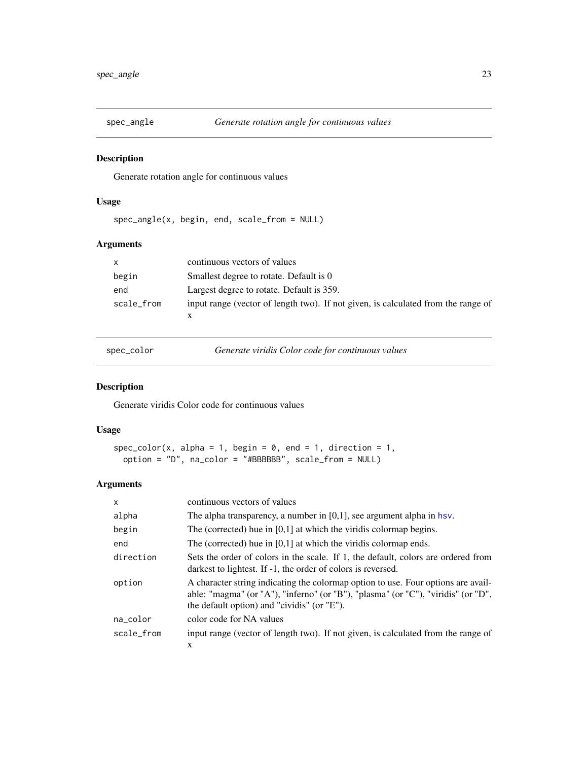## spec_angle — *Generate rotation angle for continuous values*

### Description

Generate rotation angle for continuous values

### Usage

```
spec_angle(x, begin, end, scale_from = NULL)
```

### Arguments

| | |
|---|---|
| x | continuous vectors of values |
| begin | Smallest degree to rotate. Default is 0 |
| end | Largest degree to rotate. Default is 359. |
| scale_from | input range (vector of length two). If not given, is calculated from the range of x |

## spec_color — *Generate viridis Color code for continuous values*

### Description

Generate viridis Color code for continuous values

### Usage

```
spec_color(x, alpha = 1, begin = 0, end = 1, direction = 1,
  option = "D", na_color = "#BBBBBB", scale_from = NULL)
```

### Arguments

| | |
|---|---|
| x | continuous vectors of values |
| alpha | The alpha transparency, a number in [0,1], see argument alpha in hsv. |
| begin | The (corrected) hue in [0,1] at which the viridis colormap begins. |
| end | The (corrected) hue in [0,1] at which the viridis colormap ends. |
| direction | Sets the order of colors in the scale. If 1, the default, colors are ordered from darkest to lightest. If -1, the order of colors is reversed. |
| option | A character string indicating the colormap option to use. Four options are available: "magma" (or "A"), "inferno" (or "B"), "plasma" (or "C"), "viridis" (or "D", the default option) and "cividis" (or "E"). |
| na_color | color code for NA values |
| scale_from | input range (vector of length two). If not given, is calculated from the range of x |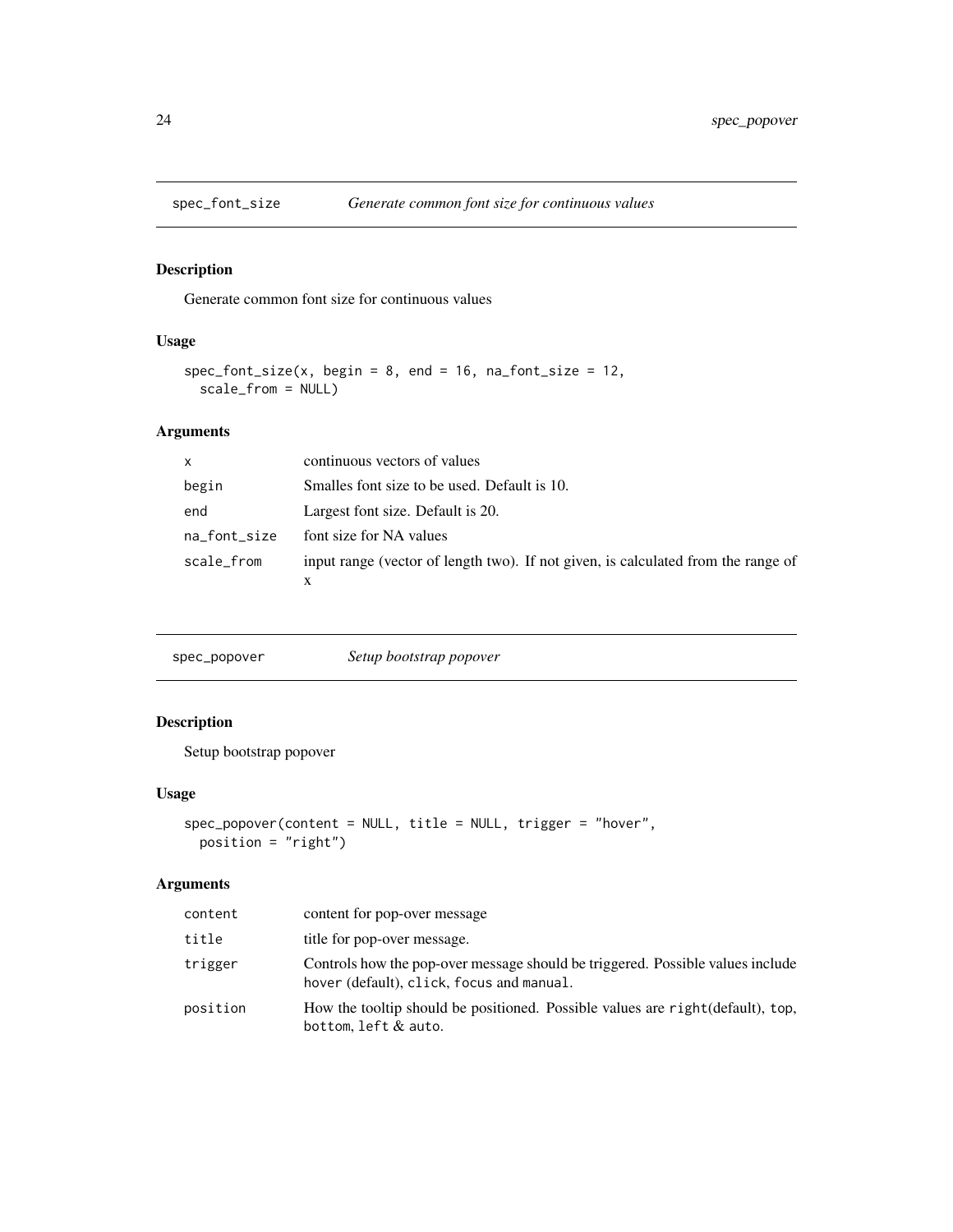## spec_font_size — *Generate common font size for continuous values*

### Description

Generate common font size for continuous values

### Usage

```
spec_font_size(x, begin = 8, end = 16, na_font_size = 12,
  scale_from = NULL)
```

### Arguments

| | |
|---|---|
| x | continuous vectors of values |
| begin | Smalles font size to be used. Default is 10. |
| end | Largest font size. Default is 20. |
| na_font_size | font size for NA values |
| scale_from | input range (vector of length two). If not given, is calculated from the range of x |

## spec_popover — *Setup bootstrap popover*

### Description

Setup bootstrap popover

### Usage

```
spec_popover(content = NULL, title = NULL, trigger = "hover",
  position = "right")
```

### Arguments

| | |
|---|---|
| content | content for pop-over message |
| title | title for pop-over message. |
| trigger | Controls how the pop-over message should be triggered. Possible values include `hover` (default), `click`, `focus` and `manual`. |
| position | How the tooltip should be positioned. Possible values are `right`(default), `top`, `bottom`, `left` & `auto`. |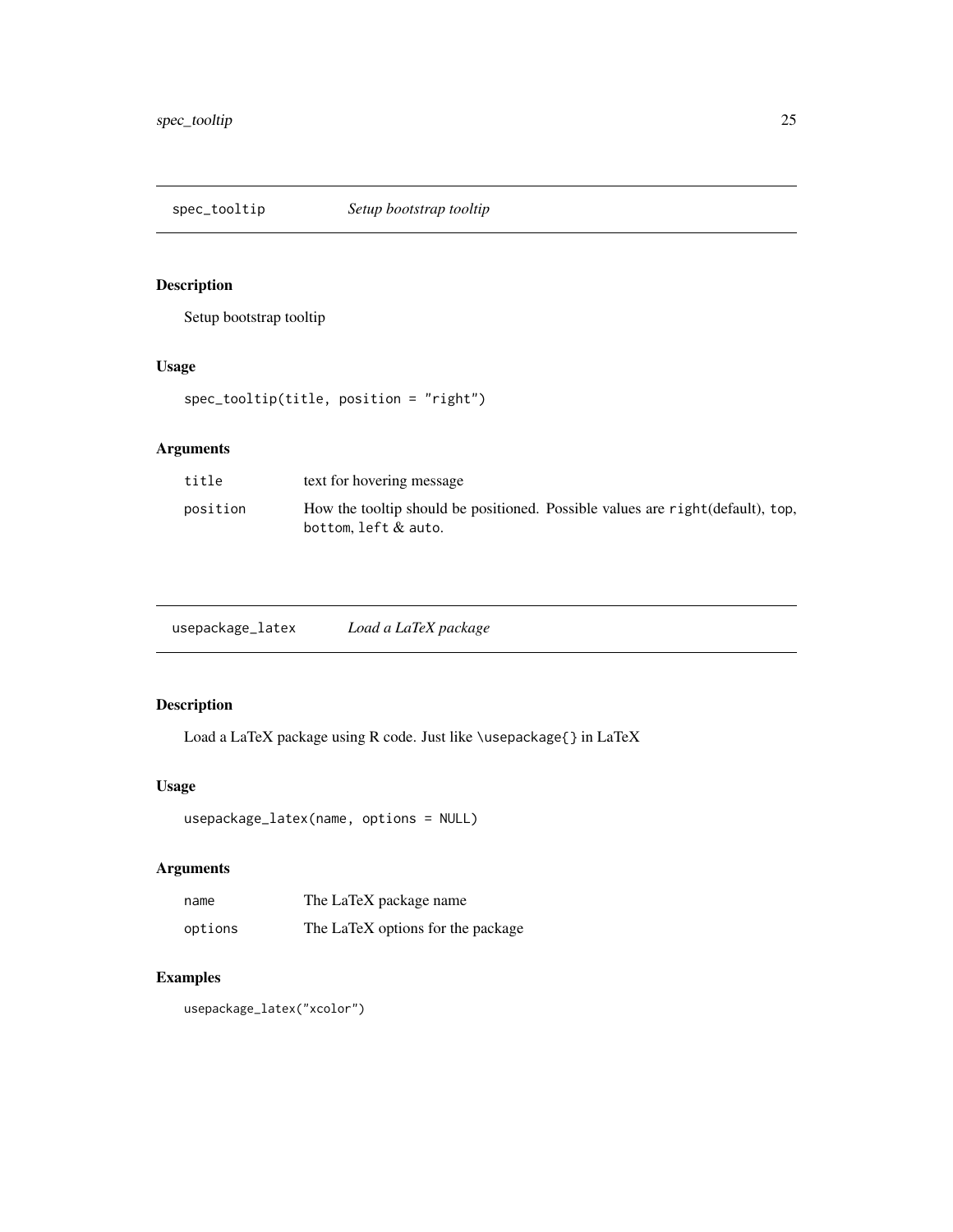## spec_tooltip *Setup bootstrap tooltip*

### Description

Setup bootstrap tooltip

### Usage

```
spec_tooltip(title, position = "right")
```

### Arguments

| | |
|---|---|
| `title` | text for hovering message |
| `position` | How the tooltip should be positioned. Possible values are `right`(default), `top`, `bottom`, `left` & `auto`. |

## usepackage_latex *Load a LaTeX package*

### Description

Load a LaTeX package using R code. Just like `\usepackage{}` in LaTeX

### Usage

```
usepackage_latex(name, options = NULL)
```

### Arguments

| | |
|---|---|
| `name` | The LaTeX package name |
| `options` | The LaTeX options for the package |

### Examples

```
usepackage_latex("xcolor")
```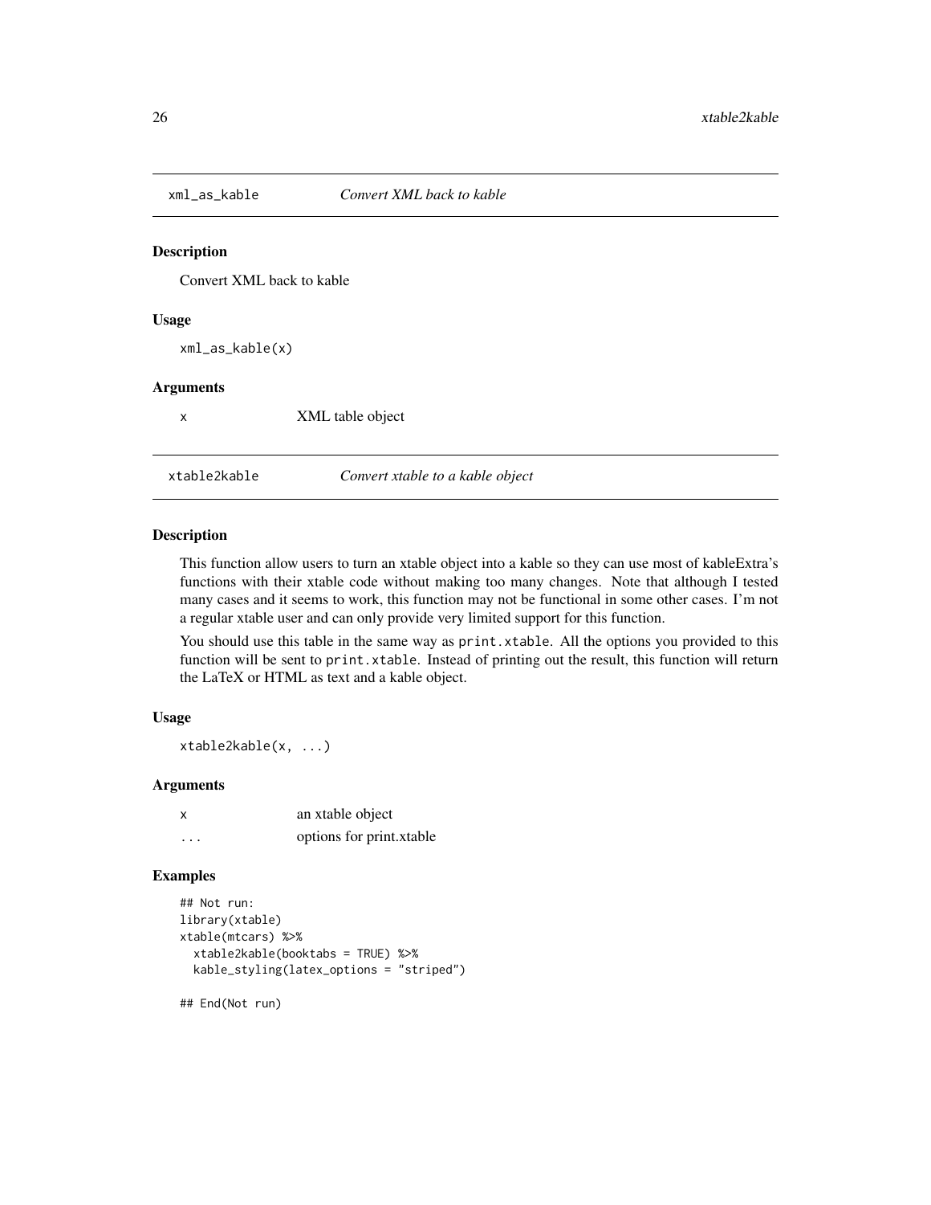## xml_as_kable — *Convert XML back to kable*

### Description

Convert XML back to kable

### Usage

```
xml_as_kable(x)
```

### Arguments

| | |
|---|---|
| x | XML table object |

## xtable2kable — *Convert xtable to a kable object*

### Description

This function allow users to turn an xtable object into a kable so they can use most of kableExtra's functions with their xtable code without making too many changes. Note that although I tested many cases and it seems to work, this function may not be functional in some other cases. I'm not a regular xtable user and can only provide very limited support for this function.

You should use this table in the same way as `print.xtable`. All the options you provided to this function will be sent to `print.xtable`. Instead of printing out the result, this function will return the LaTeX or HTML as text and a kable object.

### Usage

```
xtable2kable(x, ...)
```

### Arguments

| | |
|---|---|
| x | an xtable object |
| ... | options for print.xtable |

### Examples

```
## Not run:
library(xtable)
xtable(mtcars) %>%
  xtable2kable(booktabs = TRUE) %>%
  kable_styling(latex_options = "striped")

## End(Not run)
```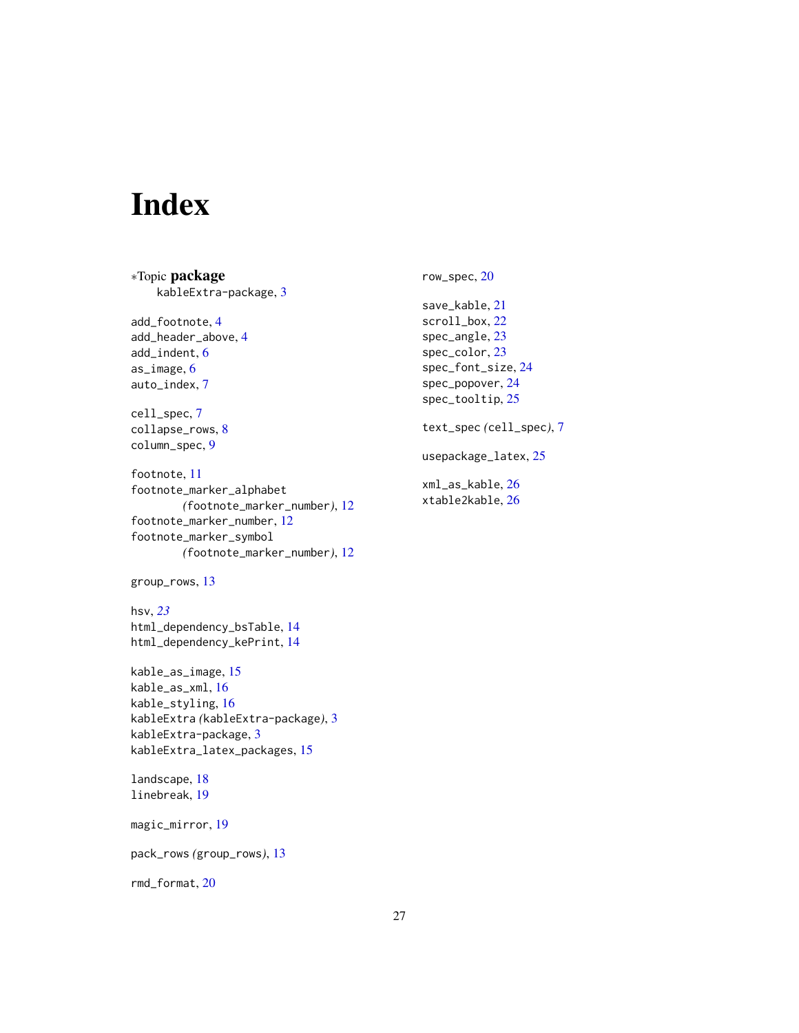# Index

∗Topic **package**
kableExtra-package, 3

add_footnote, 4
add_header_above, 4
add_indent, 6
as_image, 6
auto_index, 7

cell_spec, 7
collapse_rows, 8
column_spec, 9

footnote, 11
footnote_marker_alphabet
(footnote_marker_number), 12
footnote_marker_number, 12
footnote_marker_symbol
(footnote_marker_number), 12

group_rows, 13

hsv, *23*
html_dependency_bsTable, 14
html_dependency_kePrint, 14

kable_as_image, 15
kable_as_xml, 16
kable_styling, 16
kableExtra (kableExtra-package), 3
kableExtra-package, 3
kableExtra_latex_packages, 15

landscape, 18
linebreak, 19

magic_mirror, 19

pack_rows (group_rows), 13

rmd_format, 20

row_spec, 20

save_kable, 21
scroll_box, 22
spec_angle, 23
spec_color, 23
spec_font_size, 24
spec_popover, 24
spec_tooltip, 25

text_spec (cell_spec), 7

usepackage_latex, 25

xml_as_kable, 26
xtable2kable, 26